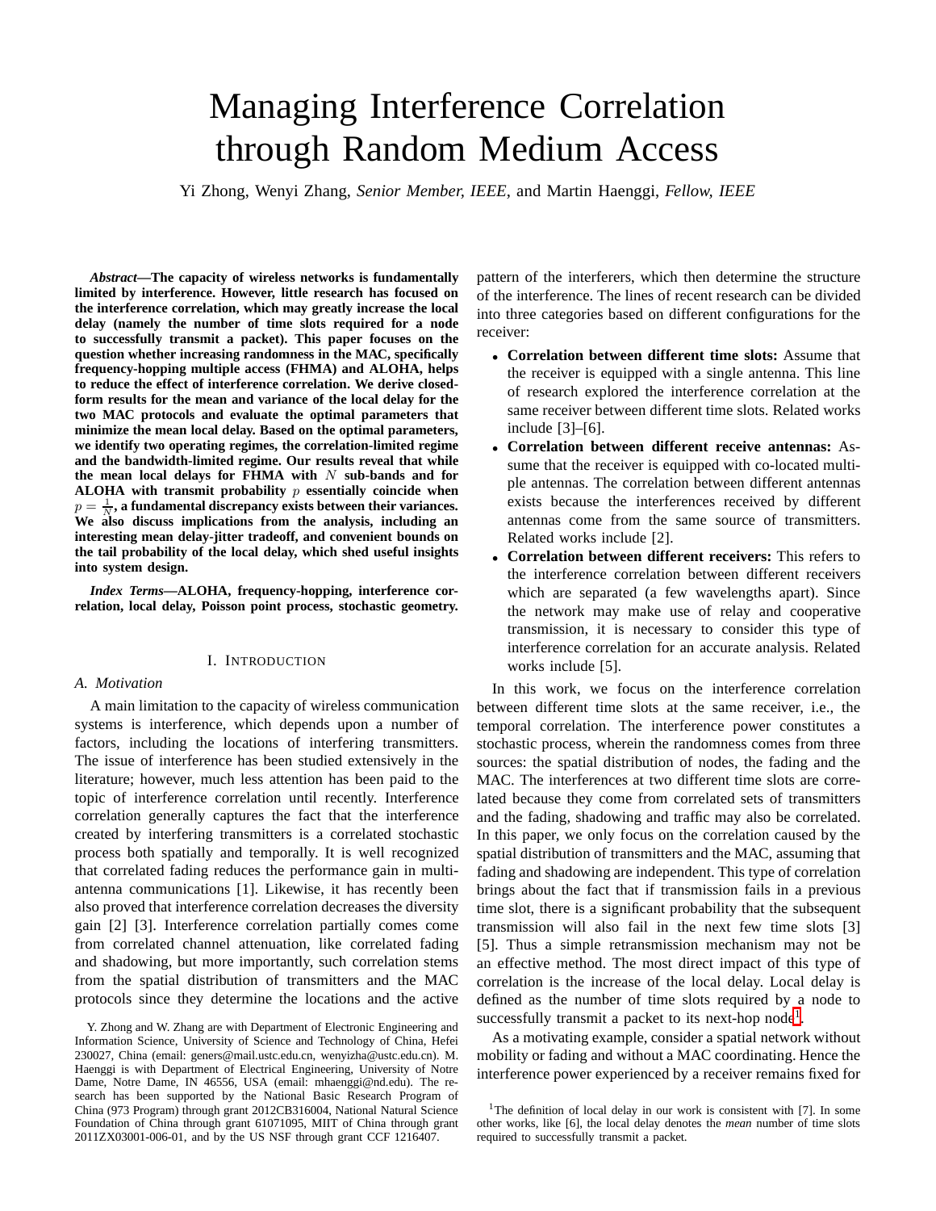# Managing Interference Correlation through Random Medium Access

Yi Zhong, Wenyi Zhang, *Senior Member, IEEE*, and Martin Haenggi, *Fellow, IEEE*

***Abstract*—The capacity of wireless networks is fundamentally limited by interference. However, little research has focused on the interference correlation, which may greatly increase the local delay (namely the number of time slots required for a node to successfully transmit a packet). This paper focuses on the question whether increasing randomness in the MAC, specifically frequency-hopping multiple access (FHMA) and ALOHA, helps to reduce the effect of interference correlation. We derive closed-form results for the mean and variance of the local delay for the two MAC protocols and evaluate the optimal parameters that minimize the mean local delay. Based on the optimal parameters, we identify two operating regimes, the correlation-limited regime and the bandwidth-limited regime. Our results reveal that while the mean local delays for FHMA with $N$ sub-bands and for ALOHA with transmit probability $p$ essentially coincide when $p = \frac{1}{N}$, a fundamental discrepancy exists between their variances. We also discuss implications from the analysis, including an interesting mean delay-jitter tradeoff, and convenient bounds on the tail probability of the local delay, which shed useful insights into system design.**

***Index Terms*—ALOHA, frequency-hopping, interference correlation, local delay, Poisson point process, stochastic geometry.**

## I. Introduction

### A. Motivation

A main limitation to the capacity of wireless communication systems is interference, which depends upon a number of factors, including the locations of interfering transmitters. The issue of interference has been studied extensively in the literature; however, much less attention has been paid to the topic of interference correlation until recently. Interference correlation generally captures the fact that the interference created by interfering transmitters is a correlated stochastic process both spatially and temporally. It is well recognized that correlated fading reduces the performance gain in multi-antenna communications [1]. Likewise, it has recently been also proved that interference correlation decreases the diversity gain [2] [3]. Interference correlation partially comes come from correlated channel attenuation, like correlated fading and shadowing, but more importantly, such correlation stems from the spatial distribution of transmitters and the MAC protocols since they determine the locations and the active pattern of the interferers, which then determine the structure of the interference. The lines of recent research can be divided into three categories based on different configurations for the receiver:

- **Correlation between different time slots:** Assume that the receiver is equipped with a single antenna. This line of research explored the interference correlation at the same receiver between different time slots. Related works include [3]–[6].
- **Correlation between different receive antennas:** Assume that the receiver is equipped with co-located multiple antennas. The correlation between different antennas exists because the interferences received by different antennas come from the same source of transmitters. Related works include [2].
- **Correlation between different receivers:** This refers to the interference correlation between different receivers which are separated (a few wavelengths apart). Since the network may make use of relay and cooperative transmission, it is necessary to consider this type of interference correlation for an accurate analysis. Related works include [5].

In this work, we focus on the interference correlation between different time slots at the same receiver, i.e., the temporal correlation. The interference power constitutes a stochastic process, wherein the randomness comes from three sources: the spatial distribution of nodes, the fading and the MAC. The interferences at two different time slots are correlated because they come from correlated sets of transmitters and the fading, shadowing and traffic may also be correlated. In this paper, we only focus on the correlation caused by the spatial distribution of transmitters and the MAC, assuming that fading and shadowing are independent. This type of correlation brings about the fact that if transmission fails in a previous time slot, there is a significant probability that the subsequent transmission will also fail in the next few time slots [3] [5]. Thus a simple retransmission mechanism may not be an effective method. The most direct impact of this type of correlation is the increase of the local delay. Local delay is defined as the number of time slots required by a node to successfully transmit a packet to its next-hop node[1].

As a motivating example, consider a spatial network without mobility or fading and without a MAC coordinating. Hence the interference power experienced by a receiver remains fixed for

Y. Zhong and W. Zhang are with Department of Electronic Engineering and Information Science, University of Science and Technology of China, Hefei 230027, China (email: geners@mail.ustc.edu.cn, wenyizha@ustc.edu.cn). M. Haenggi is with Department of Electrical Engineering, University of Notre Dame, Notre Dame, IN 46556, USA (email: mhaenggi@nd.edu). The research has been supported by the National Basic Research Program of China (973 Program) through grant 2012CB316004, National Natural Science Foundation of China through grant 61071095, MIIT of China through grant 2011ZX03001-006-01, and by the US NSF through grant CCF 1216407.

[1] The definition of local delay in our work is consistent with [7]. In some other works, like [6], the local delay denotes the *mean* number of time slots required to successfully transmit a packet.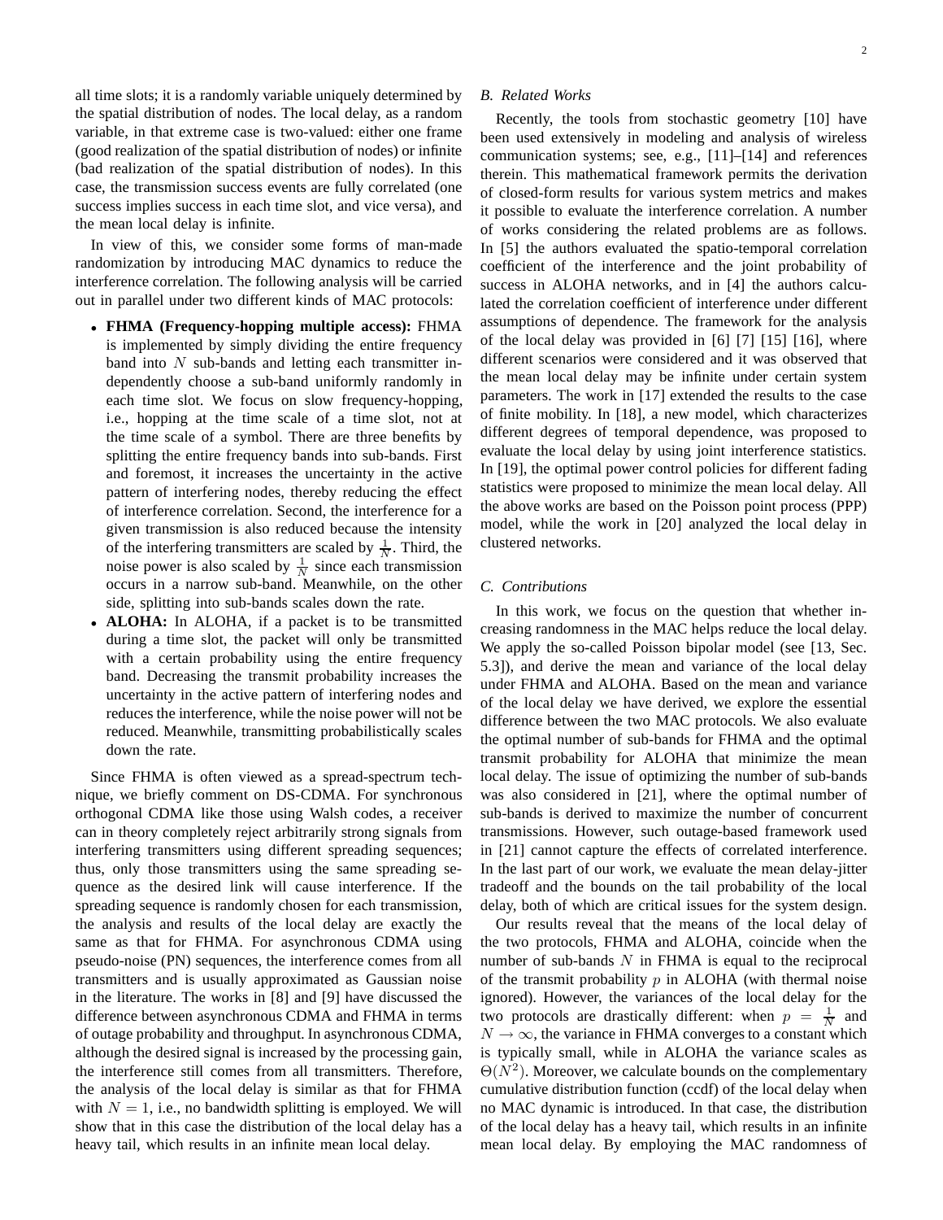all time slots; it is a randomly variable uniquely determined by the spatial distribution of nodes. The local delay, as a random variable, in that extreme case is two-valued: either one frame (good realization of the spatial distribution of nodes) or infinite (bad realization of the spatial distribution of nodes). In this case, the transmission success events are fully correlated (one success implies success in each time slot, and vice versa), and the mean local delay is infinite.

In view of this, we consider some forms of man-made randomization by introducing MAC dynamics to reduce the interference correlation. The following analysis will be carried out in parallel under two different kinds of MAC protocols:

- **FHMA (Frequency-hopping multiple access):** FHMA is implemented by simply dividing the entire frequency band into $N$ sub-bands and letting each transmitter independently choose a sub-band uniformly randomly in each time slot. We focus on slow frequency-hopping, i.e., hopping at the time scale of a time slot, not at the time scale of a symbol. There are three benefits by splitting the entire frequency bands into sub-bands. First and foremost, it increases the uncertainty in the active pattern of interfering nodes, thereby reducing the effect of interference correlation. Second, the interference for a given transmission is also reduced because the intensity of the interfering transmitters are scaled by $\frac{1}{N}$. Third, the noise power is also scaled by $\frac{1}{N}$ since each transmission occurs in a narrow sub-band. Meanwhile, on the other side, splitting into sub-bands scales down the rate.
- **ALOHA:** In ALOHA, if a packet is to be transmitted during a time slot, the packet will only be transmitted with a certain probability using the entire frequency band. Decreasing the transmit probability increases the uncertainty in the active pattern of interfering nodes and reduces the interference, while the noise power will not be reduced. Meanwhile, transmitting probabilistically scales down the rate.

Since FHMA is often viewed as a spread-spectrum technique, we briefly comment on DS-CDMA. For synchronous orthogonal CDMA like those using Walsh codes, a receiver can in theory completely reject arbitrarily strong signals from interfering transmitters using different spreading sequences; thus, only those transmitters using the same spreading sequence as the desired link will cause interference. If the spreading sequence is randomly chosen for each transmission, the analysis and results of the local delay are exactly the same as that for FHMA. For asynchronous CDMA using pseudo-noise (PN) sequences, the interference comes from all transmitters and is usually approximated as Gaussian noise in the literature. The works in [8] and [9] have discussed the difference between asynchronous CDMA and FHMA in terms of outage probability and throughput. In asynchronous CDMA, although the desired signal is increased by the processing gain, the interference still comes from all transmitters. Therefore, the analysis of the local delay is similar as that for FHMA with $N = 1$, i.e., no bandwidth splitting is employed. We will show that in this case the distribution of the local delay has a heavy tail, which results in an infinite mean local delay.

### B. Related Works

Recently, the tools from stochastic geometry [10] have been used extensively in modeling and analysis of wireless communication systems; see, e.g., [11]–[14] and references therein. This mathematical framework permits the derivation of closed-form results for various system metrics and makes it possible to evaluate the interference correlation. A number of works considering the related problems are as follows. In [5] the authors evaluated the spatio-temporal correlation coefficient of the interference and the joint probability of success in ALOHA networks, and in [4] the authors calculated the correlation coefficient of interference under different assumptions of dependence. The framework for the analysis of the local delay was provided in [6] [7] [15] [16], where different scenarios were considered and it was observed that the mean local delay may be infinite under certain system parameters. The work in [17] extended the results to the case of finite mobility. In [18], a new model, which characterizes different degrees of temporal dependence, was proposed to evaluate the local delay by using joint interference statistics. In [19], the optimal power control policies for different fading statistics were proposed to minimize the mean local delay. All the above works are based on the Poisson point process (PPP) model, while the work in [20] analyzed the local delay in clustered networks.

### C. Contributions

In this work, we focus on the question that whether increasing randomness in the MAC helps reduce the local delay. We apply the so-called Poisson bipolar model (see [13, Sec. 5.3]), and derive the mean and variance of the local delay under FHMA and ALOHA. Based on the mean and variance of the local delay we have derived, we explore the essential difference between the two MAC protocols. We also evaluate the optimal number of sub-bands for FHMA and the optimal transmit probability for ALOHA that minimize the mean local delay. The issue of optimizing the number of sub-bands was also considered in [21], where the optimal number of sub-bands is derived to maximize the number of concurrent transmissions. However, such outage-based framework used in [21] cannot capture the effects of correlated interference. In the last part of our work, we evaluate the mean delay-jitter tradeoff and the bounds on the tail probability of the local delay, both of which are critical issues for the system design.

Our results reveal that the means of the local delay of the two protocols, FHMA and ALOHA, coincide when the number of sub-bands $N$ in FHMA is equal to the reciprocal of the transmit probability $p$ in ALOHA (with thermal noise ignored). However, the variances of the local delay for the two protocols are drastically different: when $p = \frac{1}{N}$ and $N \to \infty$, the variance in FHMA converges to a constant which is typically small, while in ALOHA the variance scales as $\Theta(N^2)$. Moreover, we calculate bounds on the complementary cumulative distribution function (ccdf) of the local delay when no MAC dynamic is introduced. In that case, the distribution of the local delay has a heavy tail, which results in an infinite mean local delay. By employing the MAC randomness of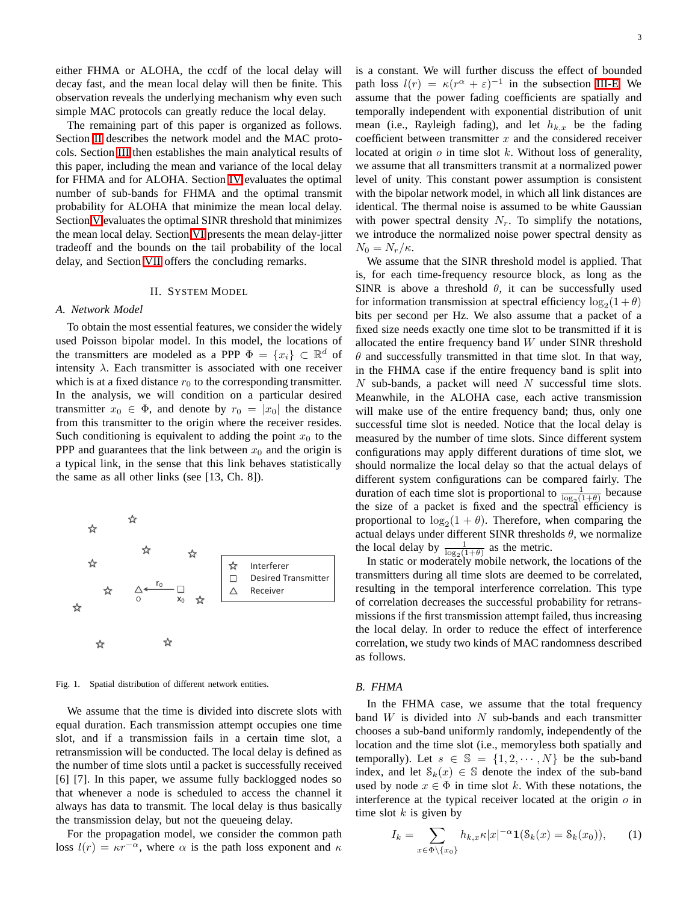either FHMA or ALOHA, the ccdf of the local delay will decay fast, and the mean local delay will then be finite. This observation reveals the underlying mechanism why even such simple MAC protocols can greatly reduce the local delay.

The remaining part of this paper is organized as follows. Section II describes the network model and the MAC protocols. Section III then establishes the main analytical results of this paper, including the mean and variance of the local delay for FHMA and for ALOHA. Section IV evaluates the optimal number of sub-bands for FHMA and the optimal transmit probability for ALOHA that minimize the mean local delay. Section V evaluates the optimal SINR threshold that minimizes the mean local delay. Section VI presents the mean delay-jitter tradeoff and the bounds on the tail probability of the local delay, and Section VII offers the concluding remarks.

## II. System Model

### A. Network Model

To obtain the most essential features, we consider the widely used Poisson bipolar model. In this model, the locations of the transmitters are modeled as a PPP $\Phi = \{x_i\} \subset \mathbb{R}^d$ of intensity $\lambda$. Each transmitter is associated with one receiver which is at a fixed distance $r_0$ to the corresponding transmitter. In the analysis, we will condition on a particular desired transmitter $x_0 \in \Phi$, and denote by $r_0 = |x_0|$ the distance from this transmitter to the origin where the receiver resides. Such conditioning is equivalent to adding the point $x_0$ to the PPP and guarantees that the link between $x_0$ and the origin is a typical link, in the sense that this link behaves statistically the same as all other links (see [13, Ch. 8]).

Fig. 1. Spatial distribution of different network entities.

We assume that the time is divided into discrete slots with equal duration. Each transmission attempt occupies one time slot, and if a transmission fails in a certain time slot, a retransmission will be conducted. The local delay is defined as the number of time slots until a packet is successfully received [6] [7]. In this paper, we assume fully backlogged nodes so that whenever a node is scheduled to access the channel it always has data to transmit. The local delay is thus basically the transmission delay, but not the queueing delay.

For the propagation model, we consider the common path loss $l(r) = \kappa r^{-\alpha}$, where $\alpha$ is the path loss exponent and $\kappa$ is a constant. We will further discuss the effect of bounded path loss $l(r) = \kappa(r^\alpha + \varepsilon)^{-1}$ in the subsection III-E. We assume that the power fading coefficients are spatially and temporally independent with exponential distribution of unit mean (i.e., Rayleigh fading), and let $h_{k,x}$ be the fading coefficient between transmitter $x$ and the considered receiver located at origin $o$ in time slot $k$. Without loss of generality, we assume that all transmitters transmit at a normalized power level of unity. This constant power assumption is consistent with the bipolar network model, in which all link distances are identical. The thermal noise is assumed to be white Gaussian with power spectral density $N_r$. To simplify the notations, we introduce the normalized noise power spectral density as $N_0 = N_r/\kappa$.

We assume that the SINR threshold model is applied. That is, for each time-frequency resource block, as long as the SINR is above a threshold $\theta$, it can be successfully used for information transmission at spectral efficiency $\log_2(1+\theta)$ bits per second per Hz. We also assume that a packet of a fixed size needs exactly one time slot to be transmitted if it is allocated the entire frequency band $W$ under SINR threshold $\theta$ and successfully transmitted in that time slot. In that way, in the FHMA case if the entire frequency band is split into $N$ sub-bands, a packet will need $N$ successful time slots. Meanwhile, in the ALOHA case, each active transmission will make use of the entire frequency band; thus, only one successful time slot is needed. Notice that the local delay is measured by the number of time slots. Since different system configurations may apply different durations of time slot, we should normalize the local delay so that the actual delays of different system configurations can be compared fairly. The duration of each time slot is proportional to $\frac{1}{\log_2(1+\theta)}$ because the size of a packet is fixed and the spectral efficiency is proportional to $\log_2(1+\theta)$. Therefore, when comparing the actual delays under different SINR thresholds $\theta$, we normalize the local delay by $\frac{1}{\log_2(1+\theta)}$ as the metric.

In static or moderately mobile network, the locations of the transmitters during all time slots are deemed to be correlated, resulting in the temporal interference correlation. This type of correlation decreases the successful probability for retransmissions if the first transmission attempt failed, thus increasing the local delay. In order to reduce the effect of interference correlation, we study two kinds of MAC randomness described as follows.

### B. FHMA

In the FHMA case, we assume that the total frequency band $W$ is divided into $N$ sub-bands and each transmitter chooses a sub-band uniformly randomly, independently of the location and the time slot (i.e., memoryless both spatially and temporally). Let $s \in \mathbb{S} = \{1, 2, \cdots, N\}$ be the sub-band index, and let $\mathbb{S}_k(x) \in \mathbb{S}$ denote the index of the sub-band used by node $x \in \Phi$ in time slot $k$. With these notations, the interference at the typical receiver located at the origin $o$ in time slot $k$ is given by

$$I_k = \sum_{x \in \Phi \setminus \{x_0\}} h_{k,x} \kappa |x|^{-\alpha} \mathbf{1}(\mathbb{S}_k(x) = \mathbb{S}_k(x_0)), \qquad (1)$$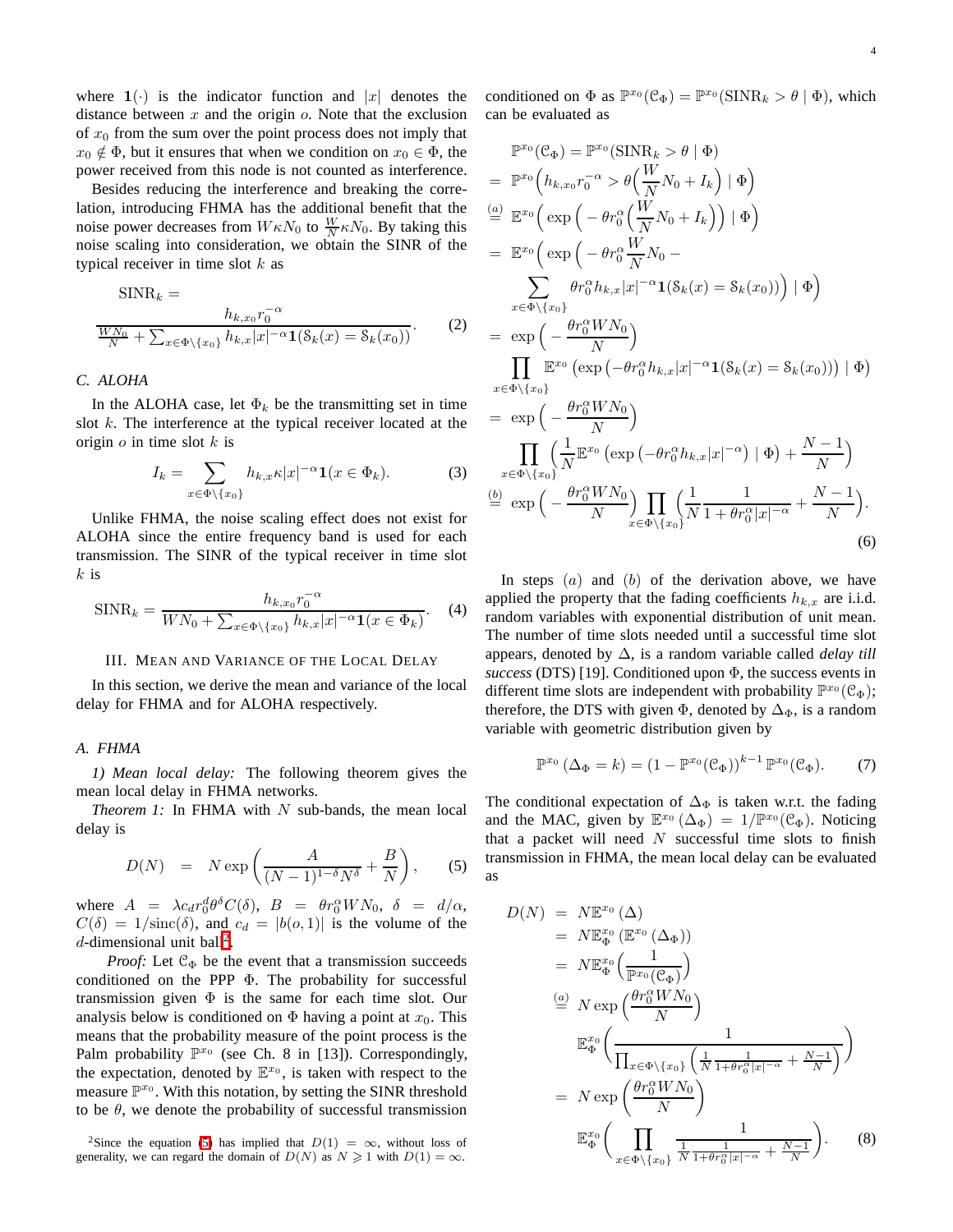where $\mathbf{1}(\cdot)$ is the indicator function and $|x|$ denotes the distance between $x$ and the origin $o$. Note that the exclusion of $x_0$ from the sum over the point process does not imply that $x_0 \notin \Phi$, but it ensures that when we condition on $x_0 \in \Phi$, the power received from this node is not counted as interference.

Besides reducing the interference and breaking the correlation, introducing FHMA has the additional benefit that the noise power decreases from $W\kappa N_0$ to $\frac{W}{N}\kappa N_0$. By taking this noise scaling into consideration, we obtain the SINR of the typical receiver in time slot $k$ as

$$\mathrm{SINR}_k = \frac{h_{k,x_0} r_0^{-\alpha}}{\frac{WN_0}{N} + \sum_{x\in\Phi\setminus\{x_0\}} h_{k,x}|x|^{-\alpha}\mathbf{1}(\mathcal{S}_k(x)=\mathcal{S}_k(x_0))}. \tag{2}$$

### C. ALOHA

In the ALOHA case, let $\Phi_k$ be the transmitting set in time slot $k$. The interference at the typical receiver located at the origin $o$ in time slot $k$ is

$$I_k = \sum_{x\in\Phi\setminus\{x_0\}} h_{k,x}\kappa|x|^{-\alpha}\mathbf{1}(x\in\Phi_k). \tag{3}$$

Unlike FHMA, the noise scaling effect does not exist for ALOHA since the entire frequency band is used for each transmission. The SINR of the typical receiver in time slot $k$ is

$$\mathrm{SINR}_k = \frac{h_{k,x_0} r_0^{-\alpha}}{WN_0 + \sum_{x\in\Phi\setminus\{x_0\}} h_{k,x}|x|^{-\alpha}\mathbf{1}(x\in\Phi_k)}. \tag{4}$$

## III. Mean and Variance of the Local Delay

In this section, we derive the mean and variance of the local delay for FHMA and for ALOHA respectively.

### A. FHMA

*1) Mean local delay:* The following theorem gives the mean local delay in FHMA networks.

*Theorem 1:* In FHMA with $N$ sub-bands, the mean local delay is

$$D(N) = N\exp\left(\frac{A}{(N-1)^{1-\delta}N^{\delta}} + \frac{B}{N}\right), \tag{5}$$

where $A = \lambda c_d r_0^d \theta^\delta C(\delta)$, $B = \theta r_0^\alpha W N_0$, $\delta = d/\alpha$, $C(\delta) = 1/\mathrm{sinc}(\delta)$, and $c_d = |b(o,1)|$ is the volume of the $d$-dimensional unit ball[2].

*Proof:* Let $\mathcal{C}_\Phi$ be the event that a transmission succeeds conditioned on the PPP $\Phi$. The probability for successful transmission given $\Phi$ is the same for each time slot. Our analysis below is conditioned on $\Phi$ having a point at $x_0$. This means that the probability measure of the point process is the Palm probability $\mathbb{P}^{x_0}$ (see Ch. 8 in [13]). Correspondingly, the expectation, denoted by $\mathbb{E}^{x_0}$, is taken with respect to the measure $\mathbb{P}^{x_0}$. With this notation, by setting the SINR threshold to be $\theta$, we denote the probability of successful transmission conditioned on $\Phi$ as $\mathbb{P}^{x_0}(\mathcal{C}_\Phi) = \mathbb{P}^{x_0}(\mathrm{SINR}_k > \theta \mid \Phi)$, which can be evaluated as

$$\begin{aligned}
&\mathbb{P}^{x_0}(\mathcal{C}_\Phi) = \mathbb{P}^{x_0}(\mathrm{SINR}_k > \theta \mid \Phi)\\
&= \mathbb{P}^{x_0}\Big(h_{k,x_0} r_0^{-\alpha} > \theta\Big(\frac{W}{N}N_0 + I_k\Big) \mid \Phi\Big)\\
&\overset{(a)}{=} \mathbb{E}^{x_0}\Big(\exp\Big(-\theta r_0^\alpha\Big(\frac{W}{N}N_0 + I_k\Big)\Big) \mid \Phi\Big)\\
&= \mathbb{E}^{x_0}\Big(\exp\Big(-\theta r_0^\alpha \frac{W}{N}N_0 - \\
&\qquad \sum_{x\in\Phi\setminus\{x_0\}} \theta r_0^\alpha h_{k,x}|x|^{-\alpha}\mathbf{1}(\mathcal{S}_k(x)=\mathcal{S}_k(x_0))\Big) \mid \Phi\Big)\\
&= \exp\Big(-\frac{\theta r_0^\alpha W N_0}{N}\Big)\\
&\qquad \prod_{x\in\Phi\setminus\{x_0\}} \mathbb{E}^{x_0}\left(\exp\left(-\theta r_0^\alpha h_{k,x}|x|^{-\alpha}\mathbf{1}(\mathcal{S}_k(x)=\mathcal{S}_k(x_0))\right) \mid \Phi\right)\\
&= \exp\Big(-\frac{\theta r_0^\alpha W N_0}{N}\Big)\\
&\qquad \prod_{x\in\Phi\setminus\{x_0\}} \Big(\frac{1}{N}\mathbb{E}^{x_0}\left(\exp\left(-\theta r_0^\alpha h_{k,x}|x|^{-\alpha}\right) \mid \Phi\right) + \frac{N-1}{N}\Big)\\
&\overset{(b)}{=} \exp\Big(-\frac{\theta r_0^\alpha W N_0}{N}\Big) \prod_{x\in\Phi\setminus\{x_0\}} \Big(\frac{1}{N}\frac{1}{1+\theta r_0^\alpha |x|^{-\alpha}} + \frac{N-1}{N}\Big).
\end{aligned} \tag{6}$$

In steps $(a)$ and $(b)$ of the derivation above, we have applied the property that the fading coefficients $h_{k,x}$ are i.i.d. random variables with exponential distribution of unit mean. The number of time slots needed until a successful time slot appears, denoted by $\Delta$, is a random variable called *delay till success* (DTS) [19]. Conditioned upon $\Phi$, the success events in different time slots are independent with probability $\mathbb{P}^{x_0}(\mathcal{C}_\Phi)$; therefore, the DTS with given $\Phi$, denoted by $\Delta_\Phi$, is a random variable with geometric distribution given by

$$\mathbb{P}^{x_0}(\Delta_\Phi = k) = (1-\mathbb{P}^{x_0}(\mathcal{C}_\Phi))^{k-1}\,\mathbb{P}^{x_0}(\mathcal{C}_\Phi). \tag{7}$$

The conditional expectation of $\Delta_\Phi$ is taken w.r.t. the fading and the MAC, given by $\mathbb{E}^{x_0}(\Delta_\Phi) = 1/\mathbb{P}^{x_0}(\mathcal{C}_\Phi)$. Noticing that a packet will need $N$ successful time slots to finish transmission in FHMA, the mean local delay can be evaluated as

$$\begin{aligned}
D(N) &= N\mathbb{E}^{x_0}(\Delta)\\
&= N\mathbb{E}^{x_0}_\Phi\left(\mathbb{E}^{x_0}(\Delta_\Phi)\right)\\
&= N\mathbb{E}^{x_0}_\Phi\Big(\frac{1}{\mathbb{P}^{x_0}(\mathcal{C}_\Phi)}\Big)\\
&\overset{(a)}{=} N\exp\left(\frac{\theta r_0^\alpha W N_0}{N}\right)\\
&\qquad \mathbb{E}^{x_0}_\Phi\left(\frac{1}{\prod_{x\in\Phi\setminus\{x_0\}}\left(\frac{1}{N}\frac{1}{1+\theta r_0^\alpha|x|^{-\alpha}} + \frac{N-1}{N}\right)}\right)\\
&= N\exp\left(\frac{\theta r_0^\alpha W N_0}{N}\right)\\
&\qquad \mathbb{E}^{x_0}_\Phi\left(\prod_{x\in\Phi\setminus\{x_0\}} \frac{1}{\frac{1}{N}\frac{1}{1+\theta r_0^\alpha|x|^{-\alpha}} + \frac{N-1}{N}}\right).
\end{aligned} \tag{8}$$

[2] Since the equation (5) has implied that $D(1) = \infty$, without loss of generality, we can regard the domain of $D(N)$ as $N \geqslant 1$ with $D(1) = \infty$.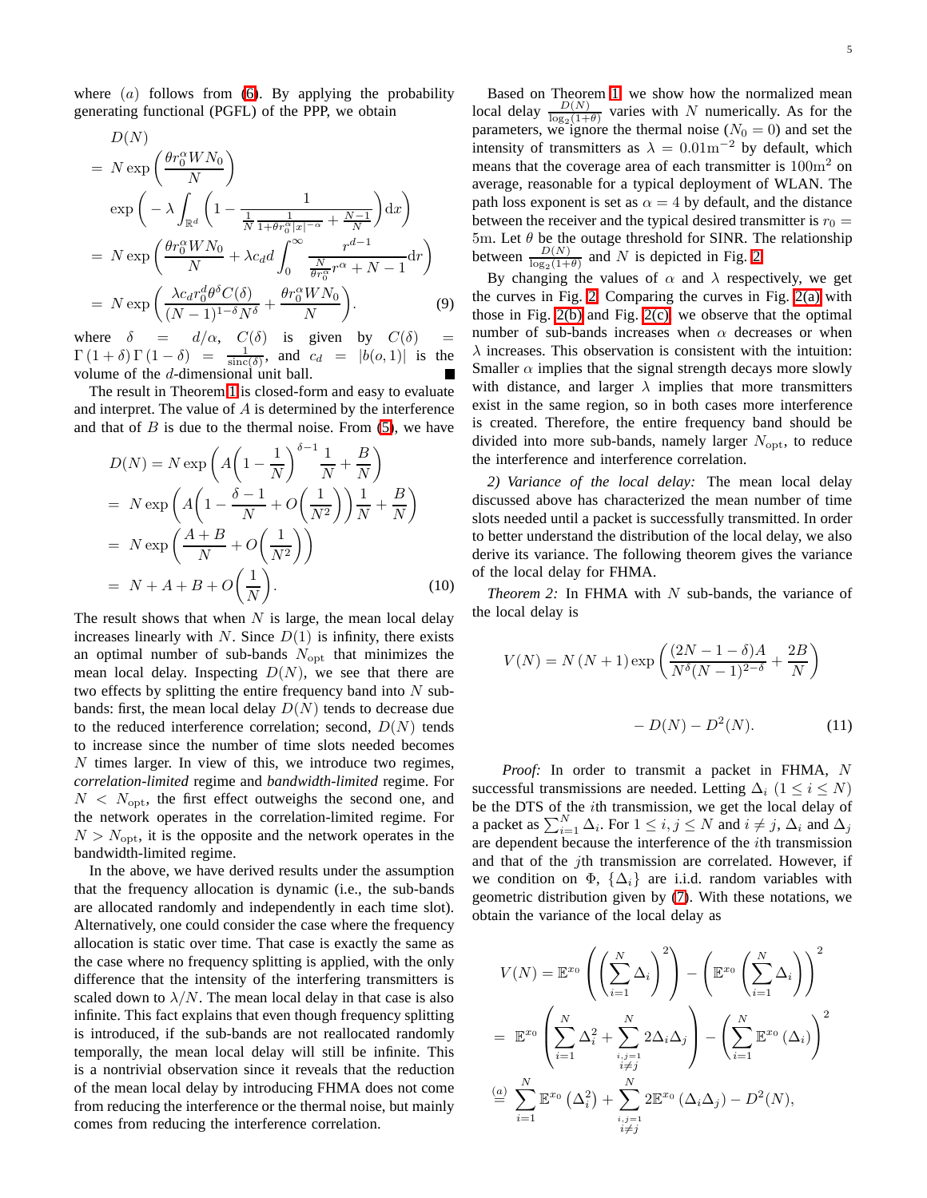where $(a)$ follows from (6). By applying the probability generating functional (PGFL) of the PPP, we obtain

$$
\begin{aligned}
& D(N) \\
&= N\exp\left(\frac{\theta r_0^{\alpha} W N_0}{N}\right) \\
&\quad \exp\left(-\lambda\int_{\mathbb{R}^d}\left(1-\frac{1}{\frac{1}{N}\frac{1}{1+\theta r_0^{\alpha}|x|^{-\alpha}}+\frac{N-1}{N}}\right)\mathrm{d}x\right) \\
&= N\exp\left(\frac{\theta r_0^{\alpha} W N_0}{N}+\lambda c_d d\int_0^{\infty}\frac{r^{d-1}}{\frac{N}{\theta r_0^{\alpha}}r^{\alpha}+N-1}\mathrm{d}r\right) \\
&= N\exp\left(\frac{\lambda c_d r_0^d \theta^{\delta} C(\delta)}{(N-1)^{1-\delta}N^{\delta}}+\frac{\theta r_0^{\alpha} W N_0}{N}\right). \qquad (9)
\end{aligned}
$$

where $\delta = d/\alpha$, $C(\delta)$ is given by $C(\delta) = \Gamma(1+\delta)\Gamma(1-\delta) = \frac{1}{\mathrm{sinc}(\delta)}$, and $c_d = |b(o,1)|$ is the volume of the $d$-dimensional unit ball. ∎

The result in Theorem 1 is closed-form and easy to evaluate and interpret. The value of $A$ is determined by the interference and that of $B$ is due to the thermal noise. From (5), we have

$$
\begin{aligned}
D(N) &= N\exp\left(A\left(1-\frac{1}{N}\right)^{\delta-1}\frac{1}{N}+\frac{B}{N}\right) \\
&= N\exp\left(A\left(1-\frac{\delta-1}{N}+O\left(\frac{1}{N^2}\right)\right)\frac{1}{N}+\frac{B}{N}\right) \\
&= N\exp\left(\frac{A+B}{N}+O\left(\frac{1}{N^2}\right)\right) \\
&= N+A+B+O\left(\frac{1}{N}\right). \qquad (10)
\end{aligned}
$$

The result shows that when $N$ is large, the mean local delay increases linearly with $N$. Since $D(1)$ is infinity, there exists an optimal number of sub-bands $N_{\rm opt}$ that minimizes the mean local delay. Inspecting $D(N)$, we see that there are two effects by splitting the entire frequency band into $N$ sub-bands: first, the mean local delay $D(N)$ tends to decrease due to the reduced interference correlation; second, $D(N)$ tends to increase since the number of time slots needed becomes $N$ times larger. In view of this, we introduce two regimes, *correlation-limited* regime and *bandwidth-limited* regime. For $N < N_{\rm opt}$, the first effect outweighs the second one, and the network operates in the correlation-limited regime. For $N > N_{\rm opt}$, it is the opposite and the network operates in the bandwidth-limited regime.

In the above, we have derived results under the assumption that the frequency allocation is dynamic (i.e., the sub-bands are allocated randomly and independently in each time slot). Alternatively, one could consider the case where the frequency allocation is static over time. That case is exactly the same as the case where no frequency splitting is applied, with the only difference that the intensity of the interfering transmitters is scaled down to $\lambda/N$. The mean local delay in that case is also infinite. This fact explains that even though frequency splitting is introduced, if the sub-bands are not reallocated randomly temporally, the mean local delay will still be infinite. This is a nontrivial observation since it reveals that the reduction of the mean local delay by introducing FHMA does not come from reducing the interference or the thermal noise, but mainly comes from reducing the interference correlation.

Based on Theorem 1, we show how the normalized mean local delay $\frac{D(N)}{\log_2(1+\theta)}$ varies with $N$ numerically. As for the parameters, we ignore the thermal noise ($N_0 = 0$) and set the intensity of transmitters as $\lambda = 0.01\mathrm{m}^{-2}$ by default, which means that the coverage area of each transmitter is $100\mathrm{m}^2$ on average, reasonable for a typical deployment of WLAN. The path loss exponent is set as $\alpha = 4$ by default, and the distance between the receiver and the typical desired transmitter is $r_0 = 5\mathrm{m}$. Let $\theta$ be the outage threshold for SINR. The relationship between $\frac{D(N)}{\log_2(1+\theta)}$ and $N$ is depicted in Fig. 2.

By changing the values of $\alpha$ and $\lambda$ respectively, we get the curves in Fig. 2. Comparing the curves in Fig. 2(a) with those in Fig. 2(b) and Fig. 2(c), we observe that the optimal number of sub-bands increases when $\alpha$ decreases or when $\lambda$ increases. This observation is consistent with the intuition: Smaller $\alpha$ implies that the signal strength decays more slowly with distance, and larger $\lambda$ implies that more transmitters exist in the same region, so in both cases more interference is created. Therefore, the entire frequency band should be divided into more sub-bands, namely larger $N_{\rm opt}$, to reduce the interference and interference correlation.

*2) Variance of the local delay:* The mean local delay discussed above has characterized the mean number of time slots needed until a packet is successfully transmitted. In order to better understand the distribution of the local delay, we also derive its variance. The following theorem gives the variance of the local delay for FHMA.

*Theorem 2:* In FHMA with $N$ sub-bands, the variance of the local delay is

$$
\begin{aligned}
V(N) = N(N+1)\exp&\left(\frac{(2N-1-\delta)A}{N^{\delta}(N-1)^{2-\delta}}+\frac{2B}{N}\right) \\
&- D(N) - D^2(N). \qquad (11)
\end{aligned}
$$

*Proof:* In order to transmit a packet in FHMA, $N$ successful transmissions are needed. Letting $\Delta_i$ $(1 \le i \le N)$ be the DTS of the $i$th transmission, we get the local delay of a packet as $\sum_{i=1}^{N}\Delta_i$. For $1 \le i, j \le N$ and $i \neq j$, $\Delta_i$ and $\Delta_j$ are dependent because the interference of the $i$th transmission and that of the $j$th transmission are correlated. However, if we condition on $\Phi$, $\{\Delta_i\}$ are i.i.d. random variables with geometric distribution given by (7). With these notations, we obtain the variance of the local delay as

$$
\begin{aligned}
V(N) &= \mathbb{E}^{x_0}\left(\left(\sum_{i=1}^{N}\Delta_i\right)^2\right) - \left(\mathbb{E}^{x_0}\left(\sum_{i=1}^{N}\Delta_i\right)\right)^2 \\
&= \mathbb{E}^{x_0}\left(\sum_{i=1}^{N}\Delta_i^2+\sum_{\substack{i,j=1\\ i\neq j}}^{N}2\Delta_i\Delta_j\right) - \left(\sum_{i=1}^{N}\mathbb{E}^{x_0}(\Delta_i)\right)^2 \\
&\overset{(a)}{=} \sum_{i=1}^{N}\mathbb{E}^{x_0}\left(\Delta_i^2\right)+\sum_{\substack{i,j=1\\ i\neq j}}^{N}2\mathbb{E}^{x_0}\left(\Delta_i\Delta_j\right) - D^2(N),
\end{aligned}
$$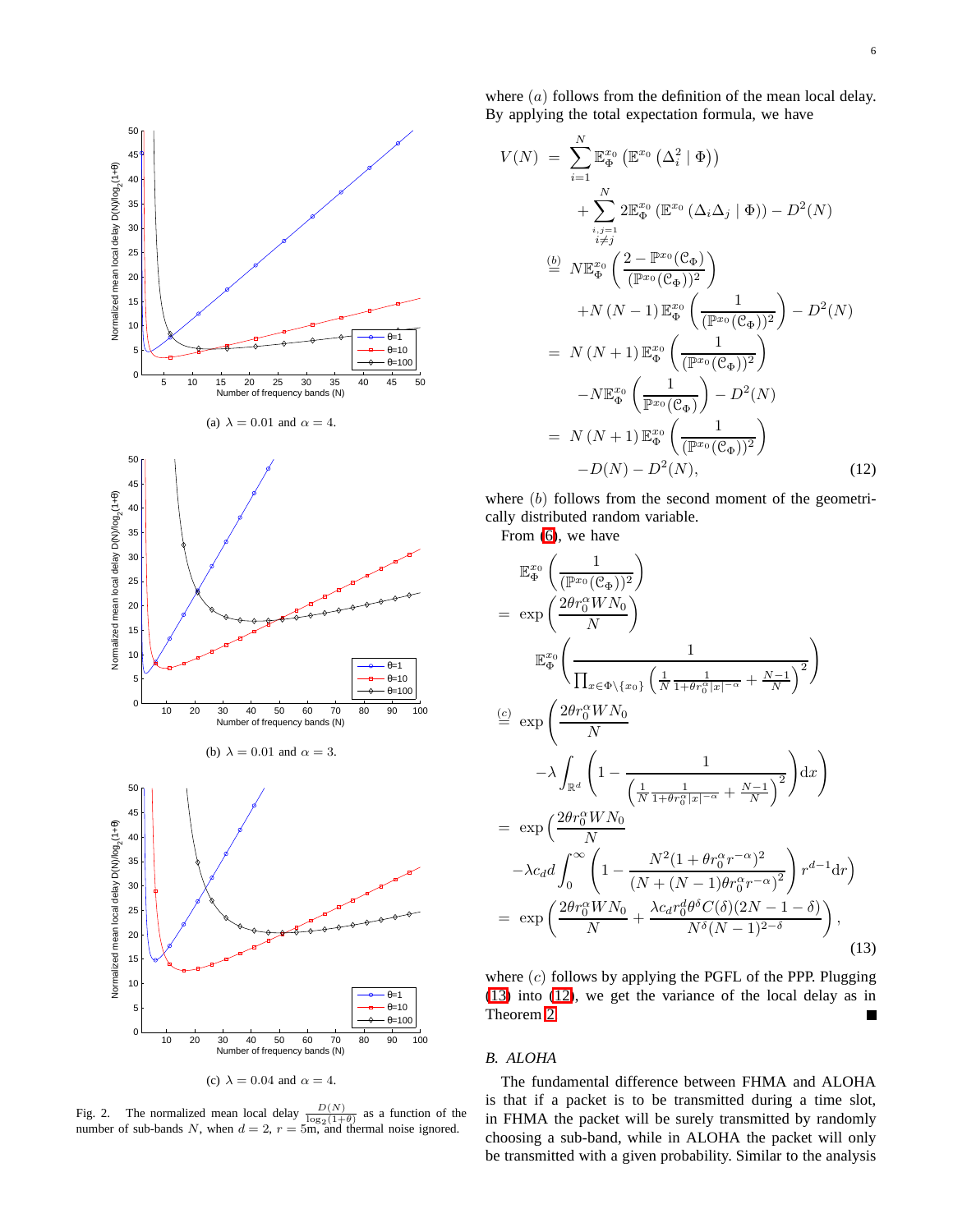(a) $\lambda = 0.01$ and $\alpha = 4$.

(b) $\lambda = 0.01$ and $\alpha = 3$.

(c) $\lambda = 0.04$ and $\alpha = 4$.

Fig. 2. The normalized mean local delay $\frac{D(N)}{\log_2(1+\theta)}$ as a function of the number of sub-bands $N$, when $d = 2$, $r = 5$m, and thermal noise ignored.

where $(a)$ follows from the definition of the mean local delay. By applying the total expectation formula, we have

$$
\begin{aligned}
V(N) &= \sum_{i=1}^{N} \mathbb{E}_{\Phi}^{x_0}\left(\mathbb{E}^{x_0}\left(\Delta_i^2 \mid \Phi\right)\right) \\
&\quad + \sum_{\substack{i,j=1 \\ i\neq j}}^{N} 2\mathbb{E}_{\Phi}^{x_0}\left(\mathbb{E}^{x_0}\left(\Delta_i \Delta_j \mid \Phi\right)\right) - D^2(N) \\
&\overset{(b)}{=} N\mathbb{E}_{\Phi}^{x_0}\left(\frac{2-\mathbb{P}^{x_0}(\mathcal{C}_\Phi)}{(\mathbb{P}^{x_0}(\mathcal{C}_\Phi))^2}\right) \\
&\quad + N(N-1)\mathbb{E}_{\Phi}^{x_0}\left(\frac{1}{(\mathbb{P}^{x_0}(\mathcal{C}_\Phi))^2}\right) - D^2(N) \\
&= N(N+1)\mathbb{E}_{\Phi}^{x_0}\left(\frac{1}{(\mathbb{P}^{x_0}(\mathcal{C}_\Phi))^2}\right) \\
&\quad - N\mathbb{E}_{\Phi}^{x_0}\left(\frac{1}{\mathbb{P}^{x_0}(\mathcal{C}_\Phi)}\right) - D^2(N) \\
&= N(N+1)\mathbb{E}_{\Phi}^{x_0}\left(\frac{1}{(\mathbb{P}^{x_0}(\mathcal{C}_\Phi))^2}\right) \\
&\quad - D(N) - D^2(N),
\end{aligned} \tag{12}
$$

where $(b)$ follows from the second moment of the geometrically distributed random variable.

From (6), we have

$$
\begin{aligned}
&\mathbb{E}_{\Phi}^{x_0}\left(\frac{1}{(\mathbb{P}^{x_0}(\mathcal{C}_\Phi))^2}\right) \\
&= \exp\left(\frac{2\theta r_0^\alpha W N_0}{N}\right) \\
&\quad \mathbb{E}_{\Phi}^{x_0}\left(\frac{1}{\prod_{x\in\Phi\setminus\{x_0\}}\left(\frac{1}{N}\frac{1}{1+\theta r_0^\alpha |x|^{-\alpha}} + \frac{N-1}{N}\right)^2}\right) \\
&\overset{(c)}{=} \exp\left(\frac{2\theta r_0^\alpha W N_0}{N}\right. \\
&\quad \left. -\lambda \int_{\mathbb{R}^d}\left(1 - \frac{1}{\left(\frac{1}{N}\frac{1}{1+\theta r_0^\alpha |x|^{-\alpha}} + \frac{N-1}{N}\right)^2}\right)\mathrm{d}x\right) \\
&= \exp\left(\frac{2\theta r_0^\alpha W N_0}{N}\right. \\
&\quad \left. -\lambda c_d d \int_0^\infty \left(1 - \frac{N^2(1+\theta r_0^\alpha r^{-\alpha})^2}{(N+(N-1)\theta r_0^\alpha r^{-\alpha})^2}\right) r^{d-1}\mathrm{d}r\right) \\
&= \exp\left(\frac{2\theta r_0^\alpha W N_0}{N} + \frac{\lambda c_d r_0^d \theta^\delta C(\delta)(2N-1-\delta)}{N^\delta (N-1)^{2-\delta}}\right),
\end{aligned} \tag{13}
$$

where $(c)$ follows by applying the PGFL of the PPP. Plugging (13) into (12), we get the variance of the local delay as in Theorem 2. ■

## B. ALOHA

The fundamental difference between FHMA and ALOHA is that if a packet is to be transmitted during a time slot, in FHMA the packet will be surely transmitted by randomly choosing a sub-band, while in ALOHA the packet will only be transmitted with a given probability. Similar to the analysis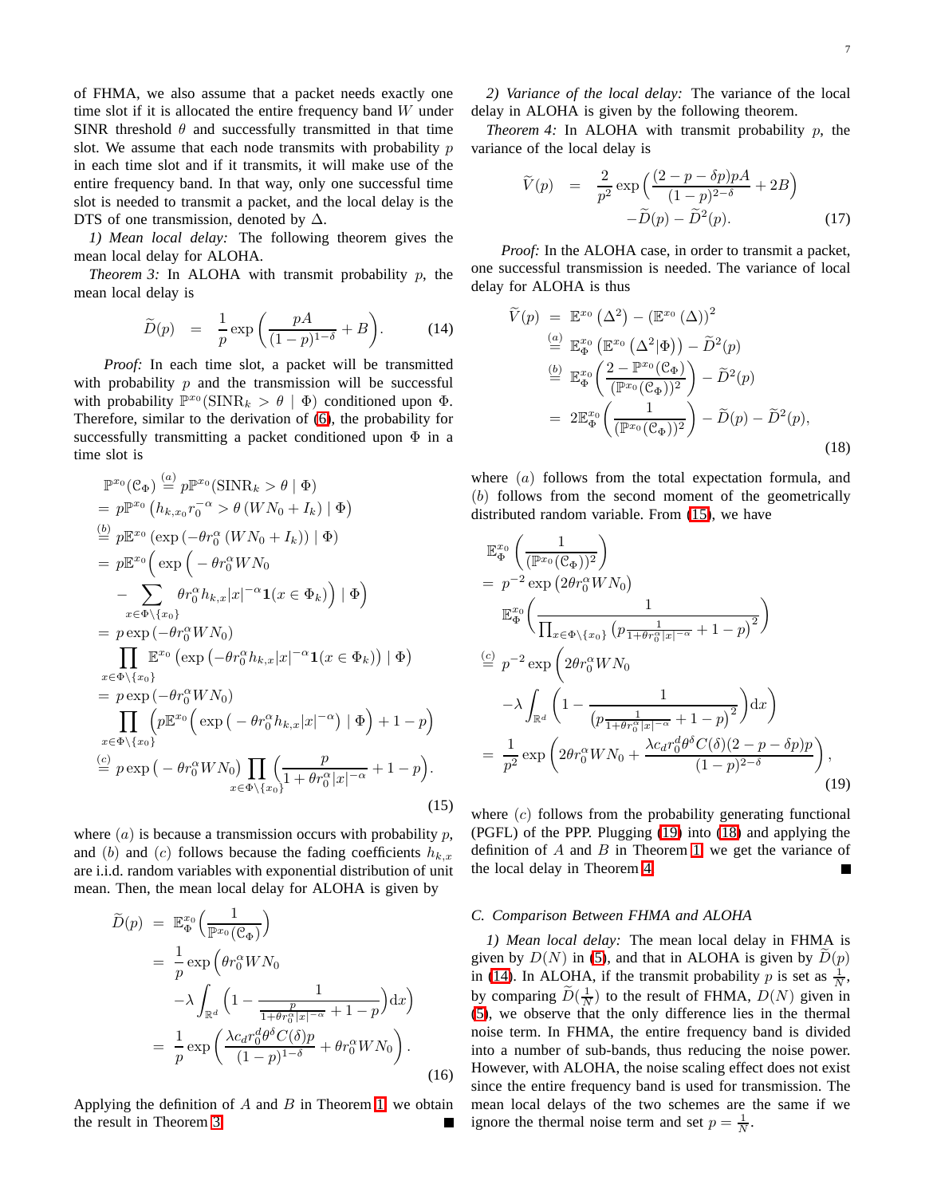of FHMA, we also assume that a packet needs exactly one time slot if it is allocated the entire frequency band $W$ under SINR threshold $\theta$ and successfully transmitted in that time slot. We assume that each node transmits with probability $p$ in each time slot and if it transmits, it will make use of the entire frequency band. In that way, only one successful time slot is needed to transmit a packet, and the local delay is the DTS of one transmission, denoted by $\Delta$.

*1) Mean local delay:* The following theorem gives the mean local delay for ALOHA.

*Theorem 3:* In ALOHA with transmit probability $p$, the mean local delay is

$$\widetilde{D}(p) \;=\; \frac{1}{p}\exp\left(\frac{pA}{(1-p)^{1-\delta}}+B\right). \tag{14}$$

*Proof:* In each time slot, a packet will be transmitted with probability $p$ and the transmission will be successful with probability $\mathbb{P}^{x_0}(\mathrm{SINR}_k > \theta \mid \Phi)$ conditioned upon $\Phi$. Therefore, similar to the derivation of (6), the probability for successfully transmitting a packet conditioned upon $\Phi$ in a time slot is

$$\begin{aligned}
&\mathbb{P}^{x_0}(\mathcal{C}_\Phi) \overset{(a)}{=} p\mathbb{P}^{x_0}(\mathrm{SINR}_k > \theta \mid \Phi)\\
&= p\mathbb{P}^{x_0}\left(h_{k,x_0}r_0^{-\alpha} > \theta\left(WN_0 + I_k\right) \mid \Phi\right)\\
&\overset{(b)}{=} p\mathbb{E}^{x_0}\left(\exp\left(-\theta r_0^{\alpha}\left(WN_0 + I_k\right)\right) \mid \Phi\right)\\
&= p\mathbb{E}^{x_0}\Big(\exp\Big(-\theta r_0^{\alpha} WN_0\\
&\quad -\sum_{x\in\Phi\setminus\{x_0\}}\theta r_0^{\alpha} h_{k,x}|x|^{-\alpha}\mathbf{1}(x\in\Phi_k)\Big) \mid \Phi\Big)\\
&= p\exp\left(-\theta r_0^{\alpha} WN_0\right)\\
&\quad \prod_{x\in\Phi\setminus\{x_0\}}\mathbb{E}^{x_0}\left(\exp\left(-\theta r_0^{\alpha} h_{k,x}|x|^{-\alpha}\mathbf{1}(x\in\Phi_k)\right) \mid \Phi\right)\\
&= p\exp\left(-\theta r_0^{\alpha} WN_0\right)\\
&\quad \prod_{x\in\Phi\setminus\{x_0\}}\Big(p\mathbb{E}^{x_0}\Big(\exp\big(-\theta r_0^{\alpha} h_{k,x}|x|^{-\alpha}\big) \mid \Phi\Big)+1-p\Big)\\
&\overset{(c)}{=} p\exp\big(-\theta r_0^{\alpha} WN_0\big)\prod_{x\in\Phi\setminus\{x_0\}}\Big(\frac{p}{1+\theta r_0^{\alpha}|x|^{-\alpha}}+1-p\Big).
\end{aligned} \tag{15}$$

where $(a)$ is because a transmission occurs with probability $p$, and $(b)$ and $(c)$ follows because the fading coefficients $h_{k,x}$ are i.i.d. random variables with exponential distribution of unit mean. Then, the mean local delay for ALOHA is given by

$$\begin{aligned}
\widetilde{D}(p) \;&=\; \mathbb{E}_\Phi^{x_0}\Big(\frac{1}{\mathbb{P}^{x_0}(\mathcal{C}_\Phi)}\Big)\\
&= \frac{1}{p}\exp\Big(\theta r_0^{\alpha} WN_0\\
&\quad -\lambda\int_{\mathbb{R}^d}\Big(1-\frac{1}{\frac{p}{1+\theta r_0^{\alpha}|x|^{-\alpha}}+1-p}\Big)\mathrm{d}x\Big)\\
&= \frac{1}{p}\exp\left(\frac{\lambda c_d r_0^d\theta^{\delta}C(\delta)p}{(1-p)^{1-\delta}}+\theta r_0^{\alpha} WN_0\right).
\end{aligned} \tag{16}$$

Applying the definition of $A$ and $B$ in Theorem 1, we obtain the result in Theorem 3. ∎

*2) Variance of the local delay:* The variance of the local delay in ALOHA is given by the following theorem.

*Theorem 4:* In ALOHA with transmit probability $p$, the variance of the local delay is

$$\begin{aligned}
\widetilde{V}(p) \;&=\; \frac{2}{p^2}\exp\Big(\frac{(2-p-\delta p)pA}{(1-p)^{2-\delta}}+2B\Big)\\
&\quad -\widetilde{D}(p)-\widetilde{D}^2(p).
\end{aligned} \tag{17}$$

*Proof:* In the ALOHA case, in order to transmit a packet, one successful transmission is needed. The variance of local delay for ALOHA is thus

$$\begin{aligned}
\widetilde{V}(p) \;&=\; \mathbb{E}^{x_0}\left(\Delta^2\right)-\left(\mathbb{E}^{x_0}\left(\Delta\right)\right)^2\\
&\overset{(a)}{=} \mathbb{E}_\Phi^{x_0}\left(\mathbb{E}^{x_0}\left(\Delta^2|\Phi\right)\right)-\widetilde{D}^2(p)\\
&\overset{(b)}{=} \mathbb{E}_\Phi^{x_0}\left(\frac{2-\mathbb{P}^{x_0}(\mathcal{C}_\Phi)}{(\mathbb{P}^{x_0}(\mathcal{C}_\Phi))^2}\right)-\widetilde{D}^2(p)\\
&= 2\mathbb{E}_\Phi^{x_0}\left(\frac{1}{(\mathbb{P}^{x_0}(\mathcal{C}_\Phi))^2}\right)-\widetilde{D}(p)-\widetilde{D}^2(p),
\end{aligned} \tag{18}$$

where $(a)$ follows from the total expectation formula, and $(b)$ follows from the second moment of the geometrically distributed random variable. From (15), we have

$$\begin{aligned}
&\mathbb{E}_\Phi^{x_0}\left(\frac{1}{(\mathbb{P}^{x_0}(\mathcal{C}_\Phi))^2}\right)\\
&= p^{-2}\exp\left(2\theta r_0^{\alpha} WN_0\right)\\
&\quad \mathbb{E}_\Phi^{x_0}\Big(\frac{1}{\prod_{x\in\Phi\setminus\{x_0\}}\left(p\frac{1}{1+\theta r_0^{\alpha}|x|^{-\alpha}}+1-p\right)^2}\Big)\\
&\overset{(c)}{=} p^{-2}\exp\Big(2\theta r_0^{\alpha} WN_0\\
&\quad -\lambda\int_{\mathbb{R}^d}\Big(1-\frac{1}{\left(p\frac{1}{1+\theta r_0^{\alpha}|x|^{-\alpha}}+1-p\right)^2}\Big)\mathrm{d}x\Big)\\
&= \frac{1}{p^2}\exp\left(2\theta r_0^{\alpha} WN_0+\frac{\lambda c_d r_0^d\theta^{\delta}C(\delta)(2-p-\delta p)p}{(1-p)^{2-\delta}}\right),
\end{aligned} \tag{19}$$

where $(c)$ follows from the probability generating functional (PGFL) of the PPP. Plugging (19) into (18) and applying the definition of $A$ and $B$ in Theorem 1, we get the variance of the local delay in Theorem 4. ∎

### C. Comparison Between FHMA and ALOHA

*1) Mean local delay:* The mean local delay in FHMA is given by $D(N)$ in (5), and that in ALOHA is given by $\widetilde{D}(p)$ in (14). In ALOHA, if the transmit probability $p$ is set as $\frac{1}{N}$, by comparing $\widetilde{D}(\frac{1}{N})$ to the result of FHMA, $D(N)$ given in (5), we observe that the only difference lies in the thermal noise term. In FHMA, the entire frequency band is divided into a number of sub-bands, thus reducing the noise power. However, with ALOHA, the noise scaling effect does not exist since the entire frequency band is used for transmission. The mean local delays of the two schemes are the same if we ignore the thermal noise term and set $p = \frac{1}{N}$.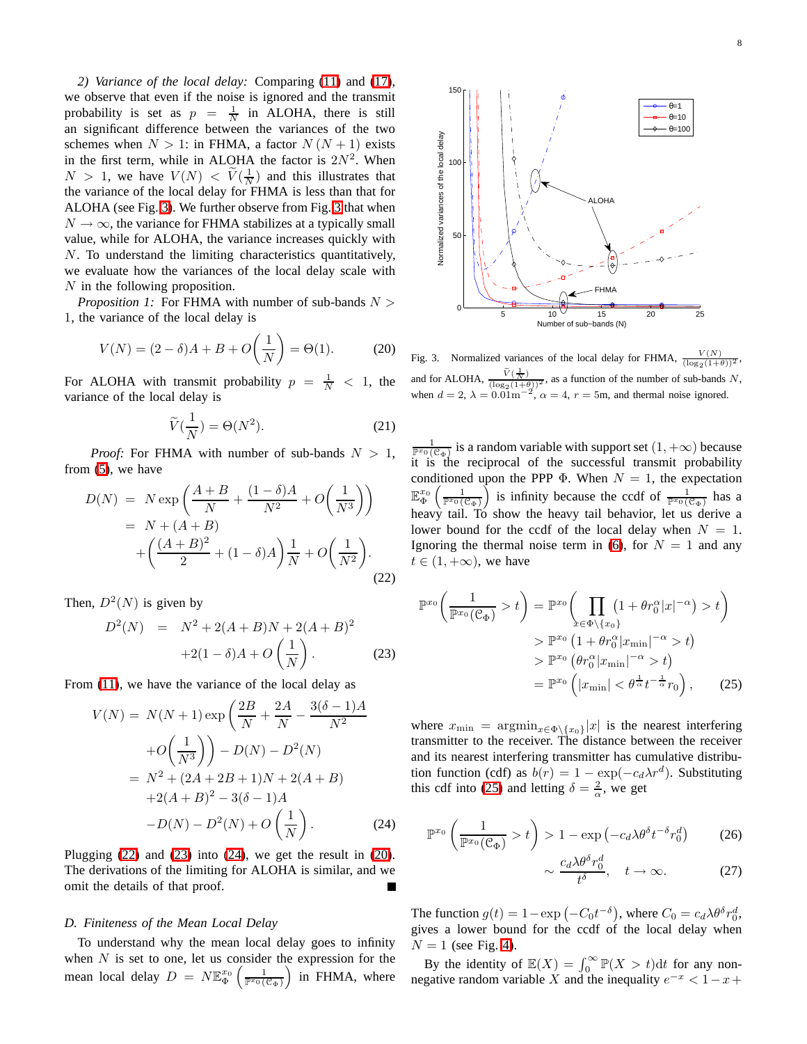*2) Variance of the local delay:* Comparing (11) and (17), we observe that even if the noise is ignored and the transmit probability is set as $p = \frac{1}{N}$ in ALOHA, there is still an significant difference between the variances of the two schemes when $N > 1$: in FHMA, a factor $N(N+1)$ exists in the first term, while in ALOHA the factor is $2N^2$. When $N > 1$, we have $V(N) < \widetilde{V}(\frac{1}{N})$ and this illustrates that the variance of the local delay for FHMA is less than that for ALOHA (see Fig. 3). We further observe from Fig. 3 that when $N \to \infty$, the variance for FHMA stabilizes at a typically small value, while for ALOHA, the variance increases quickly with $N$. To understand the limiting characteristics quantitatively, we evaluate how the variances of the local delay scale with $N$ in the following proposition.

*Proposition 1:* For FHMA with number of sub-bands $N > 1$, the variance of the local delay is

$$V(N) = (2-\delta)A + B + O\bigg(\frac{1}{N}\bigg) = \Theta(1). \tag{20}$$

For ALOHA with transmit probability $p = \frac{1}{N} < 1$, the variance of the local delay is

$$\widetilde{V}(\frac{1}{N}) = \Theta(N^2). \tag{21}$$

*Proof:* For FHMA with number of sub-bands $N > 1$, from (5), we have

$$\begin{aligned}
D(N) &= N\exp\bigg(\frac{A+B}{N} + \frac{(1-\delta)A}{N^2} + O\bigg(\frac{1}{N^3}\bigg)\bigg) \\
&= N + (A+B) \\
&\quad + \bigg(\frac{(A+B)^2}{2} + (1-\delta)A\bigg)\frac{1}{N} + O\bigg(\frac{1}{N^2}\bigg).
\end{aligned} \tag{22}$$

Then, $D^2(N)$ is given by

$$\begin{aligned}
D^2(N) &= N^2 + 2(A+B)N + 2(A+B)^2 \\
&\quad + 2(1-\delta)A + O\left(\frac{1}{N}\right).
\end{aligned} \tag{23}$$

From (11), we have the variance of the local delay as

$$\begin{aligned}
V(N) &= N(N+1)\exp\bigg(\frac{2B}{N} + \frac{2A}{N} - \frac{3(\delta-1)A}{N^2} \\
&\quad + O\bigg(\frac{1}{N^3}\bigg)\bigg) - D(N) - D^2(N) \\
&= N^2 + (2A+2B+1)N + 2(A+B) \\
&\quad + 2(A+B)^2 - 3(\delta-1)A \\
&\quad - D(N) - D^2(N) + O\left(\frac{1}{N}\right).
\end{aligned} \tag{24}$$

Plugging (22) and (23) into (24), we get the result in (20). The derivations of the limiting for ALOHA is similar, and we omit the details of that proof. ∎

### D. Finiteness of the Mean Local Delay

To understand why the mean local delay goes to infinity when $N$ is set to one, let us consider the expression for the mean local delay $D = N\mathbb{E}_{\Phi}^{x_0}\left(\frac{1}{\mathbb{P}^{x_0}(\mathcal{C}_\Phi)}\right)$ in FHMA, where $\frac{1}{\mathbb{P}^{x_0}(\mathcal{C}_\Phi)}$ is a random variable with support set $(1,+\infty)$ because it is the reciprocal of the successful transmit probability conditioned upon the PPP $\Phi$. When $N = 1$, the expectation $\mathbb{E}_{\Phi}^{x_0}\left(\frac{1}{\mathbb{P}^{x_0}(\mathcal{C}_\Phi)}\right)$ is infinity because the ccdf of $\frac{1}{\mathbb{P}^{x_0}(\mathcal{C}_\Phi)}$ has a heavy tail. To show the heavy tail behavior, let us derive a lower bound for the ccdf of the local delay when $N = 1$. Ignoring the thermal noise term in (6), for $N = 1$ and any $t \in (1,+\infty)$, we have

$$\begin{aligned}
\mathbb{P}^{x_0}\bigg(\frac{1}{\mathbb{P}^{x_0}(\mathcal{C}_\Phi)} > t\bigg) &= \mathbb{P}^{x_0}\bigg(\prod_{x\in\Phi\setminus\{x_0\}}\left(1+\theta r_0^\alpha|x|^{-\alpha}\right) > t\bigg) \\
&> \mathbb{P}^{x_0}\left(1+\theta r_0^\alpha|x_{\min}|^{-\alpha} > t\right) \\
&> \mathbb{P}^{x_0}\left(\theta r_0^\alpha|x_{\min}|^{-\alpha} > t\right) \\
&= \mathbb{P}^{x_0}\left(|x_{\min}| < \theta^{\frac{1}{\alpha}}t^{-\frac{1}{\alpha}}r_0\right),
\end{aligned} \tag{25}$$

where $x_{\min} = \mathrm{argmin}_{x\in\Phi\setminus\{x_0\}}|x|$ is the nearest interfering transmitter to the receiver. The distance between the receiver and its nearest interfering transmitter has cumulative distribution function (cdf) as $b(r) = 1-\exp(-c_d\lambda r^d)$. Substituting this cdf into (25) and letting $\delta = \frac{2}{\alpha}$, we get

$$\mathbb{P}^{x_0}\left(\frac{1}{\mathbb{P}^{x_0}(\mathcal{C}_\Phi)} > t\right) > 1-\exp\left(-c_d\lambda\theta^\delta t^{-\delta}r_0^d\right) \tag{26}$$

$$\sim \frac{c_d\lambda\theta^\delta r_0^d}{t^\delta}, \quad t\to\infty. \tag{27}$$

The function $g(t) = 1-\exp\left(-C_0t^{-\delta}\right)$, where $C_0 = c_d\lambda\theta^\delta r_0^d$, gives a lower bound for the ccdf of the local delay when $N = 1$ (see Fig. 4).

By the identity of $\mathbb{E}(X) = \int_0^\infty \mathbb{P}(X > t)\mathrm{d}t$ for any non-negative random variable $X$ and the inequality $e^{-x} < 1-x+$

Fig. 3. Normalized variances of the local delay for FHMA, $\frac{V(N)}{(\log_2(1+\theta))^2}$, and for ALOHA, $\frac{\widetilde{V}(\frac{1}{N})}{(\log_2(1+\theta))^2}$, as a function of the number of sub-bands $N$, when $d = 2$, $\lambda = 0.01\mathrm{m}^{-2}$, $\alpha = 4$, $r = 5$m, and thermal noise ignored.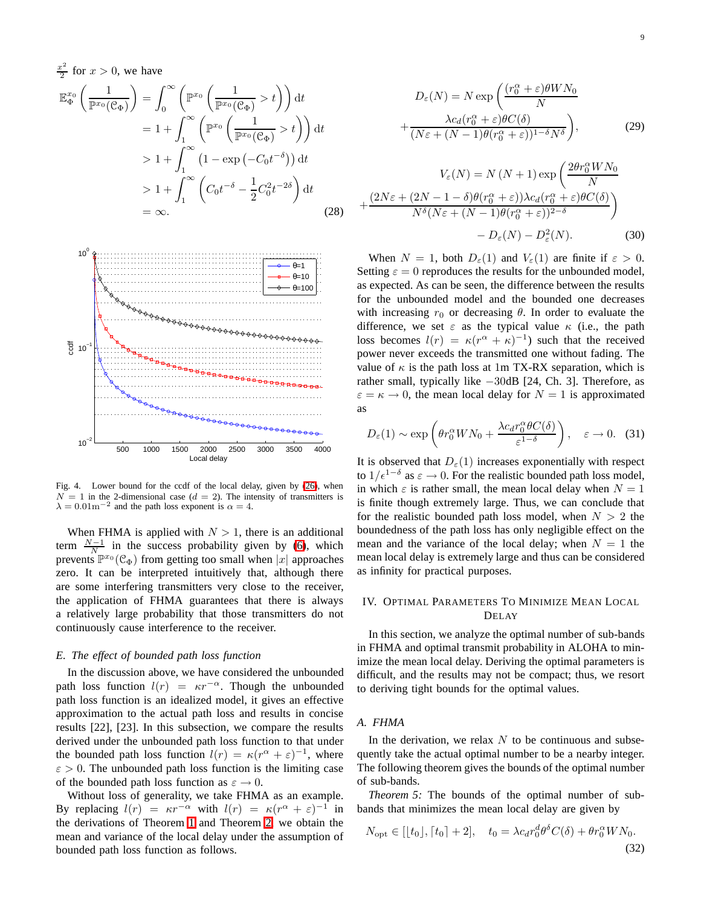$\frac{x^2}{2}$ for $x > 0$, we have

$$\begin{aligned}
\mathbb{E}_\Phi^{x_0}\left(\frac{1}{\mathbb{P}^{x_0}(\mathcal{C}_\Phi)}\right) &= \int_0^\infty \left(\mathbb{P}^{x_0}\left(\frac{1}{\mathbb{P}^{x_0}(\mathcal{C}_\Phi)} > t\right)\right) \mathrm{d}t \\
&= 1 + \int_1^\infty \left(\mathbb{P}^{x_0}\left(\frac{1}{\mathbb{P}^{x_0}(\mathcal{C}_\Phi)} > t\right)\right) \mathrm{d}t \\
&> 1 + \int_1^\infty \left(1 - \exp\left(-C_0 t^{-\delta}\right)\right) \mathrm{d}t \\
&> 1 + \int_1^\infty \left(C_0 t^{-\delta} - \frac{1}{2} C_0^2 t^{-2\delta}\right) \mathrm{d}t \\
&= \infty.
\end{aligned} \tag{28}$$

Fig. 4. Lower bound for the ccdf of the local delay, given by (26), when $N = 1$ in the 2-dimensional case ($d = 2$). The intensity of transmitters is $\lambda = 0.01\mathrm{m}^{-2}$ and the path loss exponent is $\alpha = 4$.

When FHMA is applied with $N > 1$, there is an additional term $\frac{N-1}{N}$ in the success probability given by (6), which prevents $\mathbb{P}^{x_0}(\mathcal{C}_\Phi)$ from getting too small when $|x|$ approaches zero. It can be interpreted intuitively that, although there are some interfering transmitters very close to the receiver, the application of FHMA guarantees that there is always a relatively large probability that those transmitters do not continuously cause interference to the receiver.

### E. The effect of bounded path loss function

In the discussion above, we have considered the unbounded path loss function $l(r) = \kappa r^{-\alpha}$. Though the unbounded path loss function is an idealized model, it gives an effective approximation to the actual path loss and results in concise results [22], [23]. In this subsection, we compare the results derived under the unbounded path loss function to that under the bounded path loss function $l(r) = \kappa(r^\alpha + \varepsilon)^{-1}$, where $\varepsilon > 0$. The unbounded path loss function is the limiting case of the bounded path loss function as $\varepsilon \to 0$.

Without loss of generality, we take FHMA as an example. By replacing $l(r) = \kappa r^{-\alpha}$ with $l(r) = \kappa(r^\alpha + \varepsilon)^{-1}$ in the derivations of Theorem 1 and Theorem 2, we obtain the mean and variance of the local delay under the assumption of bounded path loss function as follows.

$$D_\varepsilon(N) = N \exp\left(\frac{(r_0^\alpha + \varepsilon)\theta W N_0}{N} + \frac{\lambda c_d (r_0^\alpha + \varepsilon)\theta C(\delta)}{(N\varepsilon + (N-1)\theta(r_0^\alpha + \varepsilon))^{1-\delta} N^\delta}\right), \tag{29}$$

$$V_\varepsilon(N) = N(N+1)\exp\left(\frac{2\theta r_0^\alpha W N_0}{N} + \frac{(2N\varepsilon + (2N-1-\delta)\theta(r_0^\alpha + \varepsilon))\lambda c_d (r_0^\alpha + \varepsilon)\theta C(\delta)}{N^\delta (N\varepsilon + (N-1)\theta(r_0^\alpha + \varepsilon))^{2-\delta}}\right) - D_\varepsilon(N) - D_\varepsilon^2(N). \tag{30}$$

When $N = 1$, both $D_\varepsilon(1)$ and $V_\varepsilon(1)$ are finite if $\varepsilon > 0$. Setting $\varepsilon = 0$ reproduces the results for the unbounded model, as expected. As can be seen, the difference between the results for the unbounded model and the bounded one decreases with increasing $r_0$ or decreasing $\theta$. In order to evaluate the difference, we set $\varepsilon$ as the typical value $\kappa$ (i.e., the path loss becomes $l(r) = \kappa(r^\alpha + \kappa)^{-1}$) such that the received power never exceeds the transmitted one without fading. The value of $\kappa$ is the path loss at 1m TX-RX separation, which is rather small, typically like $-30$dB [24, Ch. 3]. Therefore, as $\varepsilon = \kappa \to 0$, the mean local delay for $N = 1$ is approximated as

$$D_\varepsilon(1) \sim \exp\left(\theta r_0^\alpha W N_0 + \frac{\lambda c_d r_0^\alpha \theta C(\delta)}{\varepsilon^{1-\delta}}\right), \quad \varepsilon \to 0. \tag{31}$$

It is observed that $D_\varepsilon(1)$ increases exponentially with respect to $1/\epsilon^{1-\delta}$ as $\varepsilon \to 0$. For the realistic bounded path loss model, in which $\varepsilon$ is rather small, the mean local delay when $N = 1$ is finite though extremely large. Thus, we can conclude that for the realistic bounded path loss model, when $N > 2$ the boundedness of the path loss has only negligible effect on the mean and the variance of the local delay; when $N = 1$ the mean local delay is extremely large and thus can be considered as infinity for practical purposes.

## IV. Optimal Parameters To Minimize Mean Local Delay

In this section, we analyze the optimal number of sub-bands in FHMA and optimal transmit probability in ALOHA to minimize the mean local delay. Deriving the optimal parameters is difficult, and the results may not be compact; thus, we resort to deriving tight bounds for the optimal values.

### A. FHMA

In the derivation, we relax $N$ to be continuous and subsequently take the actual optimal number to be a nearby integer. The following theorem gives the bounds of the optimal number of sub-bands.

*Theorem 5:* The bounds of the optimal number of sub-bands that minimizes the mean local delay are given by

$$N_{\mathrm{opt}} \in [\lfloor t_0 \rfloor, \lceil t_0 \rceil + 2], \quad t_0 = \lambda c_d r_0^d \theta^\delta C(\delta) + \theta r_0^\alpha W N_0. \tag{32}$$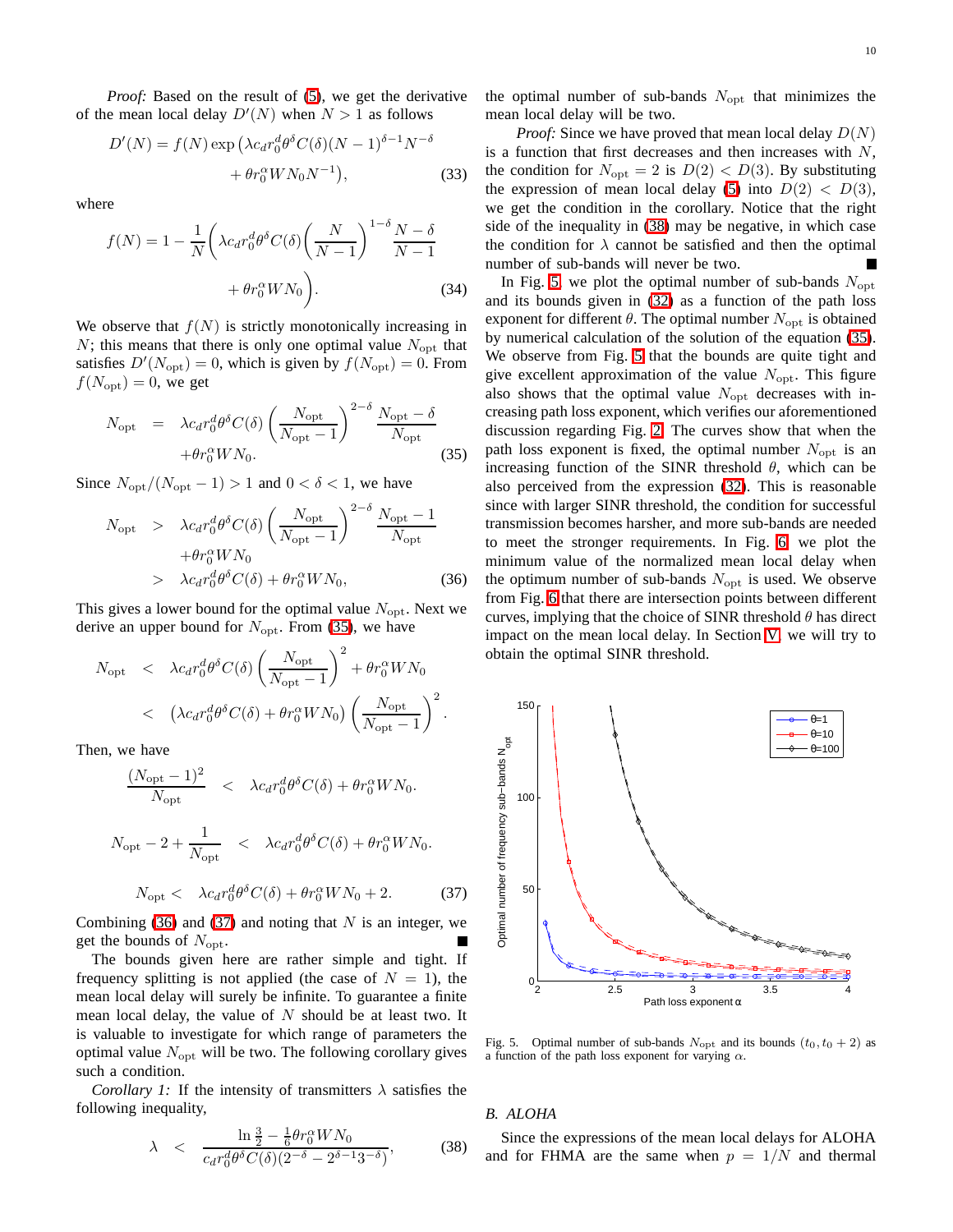*Proof:* Based on the result of (5), we get the derivative of the mean local delay $D'(N)$ when $N > 1$ as follows

$$D'(N) = f(N) \exp\left(\lambda c_d r_0^d \theta^\delta C(\delta)(N-1)^{\delta-1} N^{-\delta} + \theta r_0^\alpha W N_0 N^{-1}\right), \tag{33}$$

where

$$f(N) = 1 - \frac{1}{N}\left(\lambda c_d r_0^d \theta^\delta C(\delta)\left(\frac{N}{N-1}\right)^{1-\delta} \frac{N-\delta}{N-1} + \theta r_0^\alpha W N_0\right). \tag{34}$$

We observe that $f(N)$ is strictly monotonically increasing in $N$; this means that there is only one optimal value $N_{\text{opt}}$ that satisfies $D'(N_{\text{opt}}) = 0$, which is given by $f(N_{\text{opt}}) = 0$. From $f(N_{\text{opt}}) = 0$, we get

$$\begin{aligned} N_{\text{opt}} &= \lambda c_d r_0^d \theta^\delta C(\delta)\left(\frac{N_{\text{opt}}}{N_{\text{opt}}-1}\right)^{2-\delta} \frac{N_{\text{opt}}-\delta}{N_{\text{opt}}} \\ &\quad + \theta r_0^\alpha W N_0. \end{aligned} \tag{35}$$

Since $N_{\text{opt}}/(N_{\text{opt}}-1) > 1$ and $0 < \delta < 1$, we have

$$\begin{aligned} N_{\text{opt}} &> \lambda c_d r_0^d \theta^\delta C(\delta)\left(\frac{N_{\text{opt}}}{N_{\text{opt}}-1}\right)^{2-\delta} \frac{N_{\text{opt}}-1}{N_{\text{opt}}} \\ &\quad + \theta r_0^\alpha W N_0 \\ &> \lambda c_d r_0^d \theta^\delta C(\delta) + \theta r_0^\alpha W N_0, \end{aligned} \tag{36}$$

This gives a lower bound for the optimal value $N_{\text{opt}}$. Next we derive an upper bound for $N_{\text{opt}}$. From (35), we have

$$\begin{aligned} N_{\text{opt}} &< \lambda c_d r_0^d \theta^\delta C(\delta)\left(\frac{N_{\text{opt}}}{N_{\text{opt}}-1}\right)^2 + \theta r_0^\alpha W N_0 \\ &< \left(\lambda c_d r_0^d \theta^\delta C(\delta) + \theta r_0^\alpha W N_0\right)\left(\frac{N_{\text{opt}}}{N_{\text{opt}}-1}\right)^2. \end{aligned}$$

Then, we have

$$\frac{(N_{\text{opt}}-1)^2}{N_{\text{opt}}} < \lambda c_d r_0^d \theta^\delta C(\delta) + \theta r_0^\alpha W N_0.$$

$$N_{\text{opt}} - 2 + \frac{1}{N_{\text{opt}}} < \lambda c_d r_0^d \theta^\delta C(\delta) + \theta r_0^\alpha W N_0.$$

$$N_{\text{opt}} < \lambda c_d r_0^d \theta^\delta C(\delta) + \theta r_0^\alpha W N_0 + 2. \tag{37}$$

Combining (36) and (37) and noting that $N$ is an integer, we get the bounds of $N_{\text{opt}}$. ∎

The bounds given here are rather simple and tight. If frequency splitting is not applied (the case of $N = 1$), the mean local delay will surely be infinite. To guarantee a finite mean local delay, the value of $N$ should be at least two. It is valuable to investigate for which range of parameters the optimal value $N_{\text{opt}}$ will be two. The following corollary gives such a condition.

*Corollary 1:* If the intensity of transmitters $\lambda$ satisfies the following inequality,

$$\lambda < \frac{\ln\frac{3}{2} - \frac{1}{6}\theta r_0^\alpha W N_0}{c_d r_0^d \theta^\delta C(\delta)(2^{-\delta} - 2^{\delta-1}3^{-\delta})}, \tag{38}$$

the optimal number of sub-bands $N_{\text{opt}}$ that minimizes the mean local delay will be two.

*Proof:* Since we have proved that mean local delay $D(N)$ is a function that first decreases and then increases with $N$, the condition for $N_{\text{opt}} = 2$ is $D(2) < D(3)$. By substituting the expression of mean local delay (5) into $D(2) < D(3)$, we get the condition in the corollary. Notice that the right side of the inequality in (38) may be negative, in which case the condition for $\lambda$ cannot be satisfied and then the optimal number of sub-bands will never be two. ∎

In Fig. 5, we plot the optimal number of sub-bands $N_{\text{opt}}$ and its bounds given in (32) as a function of the path loss exponent for different $\theta$. The optimal number $N_{\text{opt}}$ is obtained by numerical calculation of the solution of the equation (35). We observe from Fig. 5 that the bounds are quite tight and give excellent approximation of the value $N_{\text{opt}}$. This figure also shows that the optimal value $N_{\text{opt}}$ decreases with increasing path loss exponent, which verifies our aforementioned discussion regarding Fig. 2. The curves show that when the path loss exponent is fixed, the optimal number $N_{\text{opt}}$ is an increasing function of the SINR threshold $\theta$, which can be also perceived from the expression (32). This is reasonable since with larger SINR threshold, the condition for successful transmission becomes harsher, and more sub-bands are needed to meet the stronger requirements. In Fig. 6 we plot the minimum value of the normalized mean local delay when the optimum number of sub-bands $N_{\text{opt}}$ is used. We observe from Fig. 6 that there are intersection points between different curves, implying that the choice of SINR threshold $\theta$ has direct impact on the mean local delay. In Section V, we will try to obtain the optimal SINR threshold.

Fig. 5. Optimal number of sub-bands $N_{\text{opt}}$ and its bounds $(t_0, t_0 + 2)$ as a function of the path loss exponent for varying $\alpha$.

## B. ALOHA

Since the expressions of the mean local delays for ALOHA and for FHMA are the same when $p = 1/N$ and thermal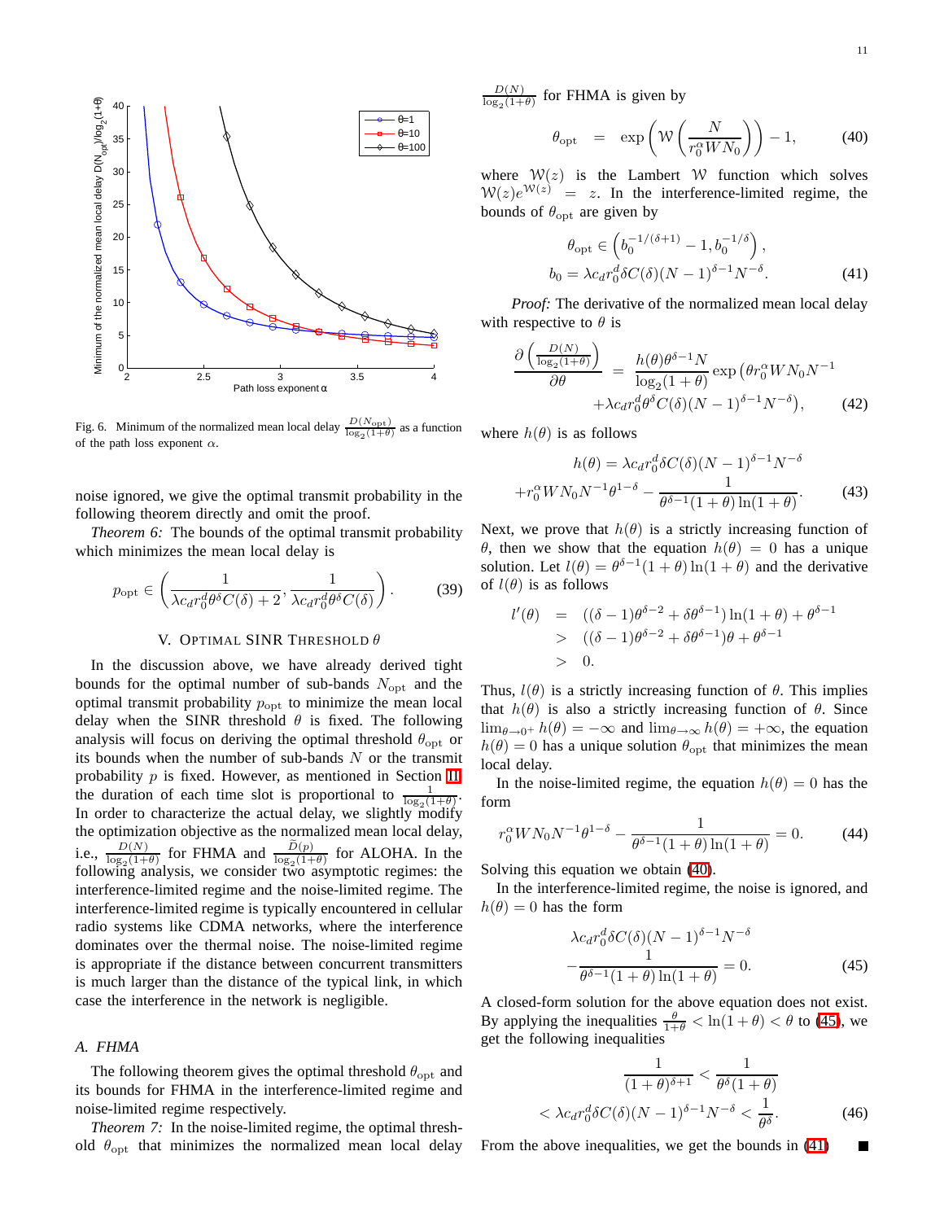Fig. 6. Minimum of the normalized mean local delay $\frac{D(N_{\rm opt})}{\log_2(1+\theta)}$ as a function of the path loss exponent $\alpha$.

noise ignored, we give the optimal transmit probability in the following theorem directly and omit the proof.

*Theorem 6:* The bounds of the optimal transmit probability which minimizes the mean local delay is

$$p_{\rm opt} \in \left(\frac{1}{\lambda c_d r_0^d \theta^\delta C(\delta)+2}, \frac{1}{\lambda c_d r_0^d \theta^\delta C(\delta)}\right). \tag{39}$$

## V. Optimal SINR Threshold $\theta$

In the discussion above, we have already derived tight bounds for the optimal number of sub-bands $N_{\rm opt}$ and the optimal transmit probability $p_{\rm opt}$ to minimize the mean local delay when the SINR threshold $\theta$ is fixed. The following analysis will focus on deriving the optimal threshold $\theta_{\rm opt}$ or its bounds when the number of sub-bands $N$ or the transmit probability $p$ is fixed. However, as mentioned in Section II, the duration of each time slot is proportional to $\frac{1}{\log_2(1+\theta)}$. In order to characterize the actual delay, we slightly modify the optimization objective as the normalized mean local delay, i.e., $\frac{D(N)}{\log_2(1+\theta)}$ for FHMA and $\frac{\widetilde{D}(p)}{\log_2(1+\theta)}$ for ALOHA. In the following analysis, we consider two asymptotic regimes: the interference-limited regime and the noise-limited regime. The interference-limited regime is typically encountered in cellular radio systems like CDMA networks, where the interference dominates over the thermal noise. The noise-limited regime is appropriate if the distance between concurrent transmitters is much larger than the distance of the typical link, in which case the interference in the network is negligible.

### A. FHMA

The following theorem gives the optimal threshold $\theta_{\rm opt}$ and its bounds for FHMA in the interference-limited regime and noise-limited regime respectively.

*Theorem 7:* In the noise-limited regime, the optimal threshold $\theta_{\rm opt}$ that minimizes the normalized mean local delay $\frac{D(N)}{\log_2(1+\theta)}$ for FHMA is given by

$$\theta_{\rm opt} = \exp\left(\mathcal{W}\left(\frac{N}{r_0^\alpha W N_0}\right)\right) - 1, \tag{40}$$

where $\mathcal{W}(z)$ is the Lambert $\mathcal{W}$ function which solves $\mathcal{W}(z)e^{\mathcal{W}(z)} = z$. In the interference-limited regime, the bounds of $\theta_{\rm opt}$ are given by

$$\theta_{\rm opt} \in \left(b_0^{-1/(\delta+1)} - 1, b_0^{-1/\delta}\right),$$
$$b_0 = \lambda c_d r_0^d \delta C(\delta)(N-1)^{\delta-1}N^{-\delta}. \tag{41}$$

*Proof:* The derivative of the normalized mean local delay with respective to $\theta$ is

$$\frac{\partial\left(\frac{D(N)}{\log_2(1+\theta)}\right)}{\partial\theta} = \frac{h(\theta)\theta^{\delta-1}N}{\log_2(1+\theta)}\exp\big(\theta r_0^\alpha W N_0 N^{-1} + \lambda c_d r_0^d \theta^\delta C(\delta)(N-1)^{\delta-1}N^{-\delta}\big), \tag{42}$$

where $h(\theta)$ is as follows

$$h(\theta) = \lambda c_d r_0^d \delta C(\delta)(N-1)^{\delta-1}N^{-\delta} + r_0^\alpha W N_0 N^{-1}\theta^{1-\delta} - \frac{1}{\theta^{\delta-1}(1+\theta)\ln(1+\theta)}. \tag{43}$$

Next, we prove that $h(\theta)$ is a strictly increasing function of $\theta$, then we show that the equation $h(\theta)=0$ has a unique solution. Let $l(\theta) = \theta^{\delta-1}(1+\theta)\ln(1+\theta)$ and the derivative of $l(\theta)$ is as follows

$$\begin{aligned} l'(\theta) &= ((\delta-1)\theta^{\delta-2}+\delta\theta^{\delta-1})\ln(1+\theta)+\theta^{\delta-1} \\ &> ((\delta-1)\theta^{\delta-2}+\delta\theta^{\delta-1})\theta+\theta^{\delta-1} \\ &> 0. \end{aligned}$$

Thus, $l(\theta)$ is a strictly increasing function of $\theta$. This implies that $h(\theta)$ is also a strictly increasing function of $\theta$. Since $\lim_{\theta\to0^+} h(\theta) = -\infty$ and $\lim_{\theta\to\infty} h(\theta) = +\infty$, the equation $h(\theta)=0$ has a unique solution $\theta_{\rm opt}$ that minimizes the mean local delay.

In the noise-limited regime, the equation $h(\theta)=0$ has the form

$$r_0^\alpha W N_0 N^{-1}\theta^{1-\delta} - \frac{1}{\theta^{\delta-1}(1+\theta)\ln(1+\theta)} = 0. \tag{44}$$

Solving this equation we obtain (40).

In the interference-limited regime, the noise is ignored, and $h(\theta)=0$ has the form

$$\lambda c_d r_0^d \delta C(\delta)(N-1)^{\delta-1}N^{-\delta} - \frac{1}{\theta^{\delta-1}(1+\theta)\ln(1+\theta)} = 0. \tag{45}$$

A closed-form solution for the above equation does not exist. By applying the inequalities $\frac{\theta}{1+\theta} < \ln(1+\theta) < \theta$ to (45), we get the following inequalities

$$\frac{1}{(1+\theta)^{\delta+1}} < \frac{1}{\theta^\delta(1+\theta)} < \lambda c_d r_0^d \delta C(\delta)(N-1)^{\delta-1}N^{-\delta} < \frac{1}{\theta^\delta}. \tag{46}$$

From the above inequalities, we get the bounds in (41) ■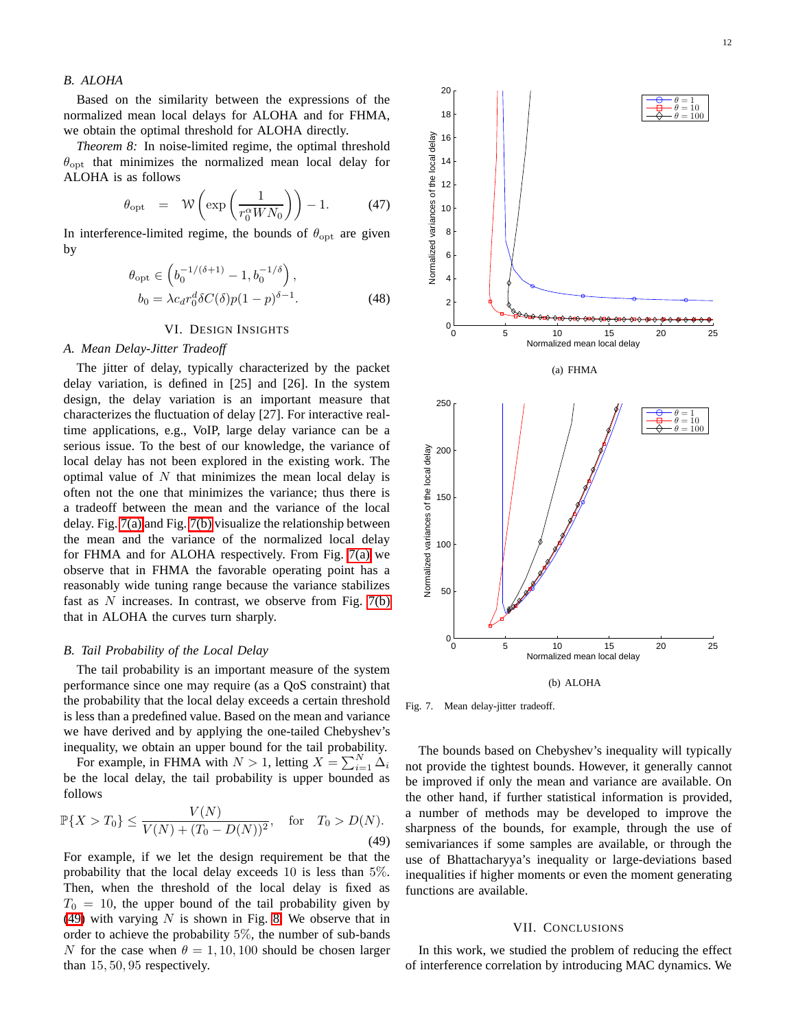## B. ALOHA

Based on the similarity between the expressions of the normalized mean local delays for ALOHA and for FHMA, we obtain the optimal threshold for ALOHA directly.

*Theorem 8:* In noise-limited regime, the optimal threshold $\theta_{\rm opt}$ that minimizes the normalized mean local delay for ALOHA is as follows

$$\theta_{\rm opt} \quad = \quad \mathcal{W}\left(\exp\left(\frac{1}{r_0^\alpha W N_0}\right)\right) - 1. \tag{47}$$

In interference-limited regime, the bounds of $\theta_{\rm opt}$ are given by

$$\theta_{\rm opt} \in \left(b_0^{-1/(\delta+1)} - 1, b_0^{-1/\delta}\right),$$
$$b_0 = \lambda c_d r_0^d \delta C(\delta) p(1-p)^{\delta-1}. \tag{48}$$

# VI. Design Insights

## A. Mean Delay-Jitter Tradeoff

The jitter of delay, typically characterized by the packet delay variation, is defined in [25] and [26]. In the system design, the delay variation is an important measure that characterizes the fluctuation of delay [27]. For interactive real-time applications, e.g., VoIP, large delay variance can be a serious issue. To the best of our knowledge, the variance of local delay has not been explored in the existing work. The optimal value of $N$ that minimizes the mean local delay is often not the one that minimizes the variance; thus there is a tradeoff between the mean and the variance of the local delay. Fig. 7(a) and Fig. 7(b) visualize the relationship between the mean and the variance of the normalized local delay for FHMA and for ALOHA respectively. From Fig. 7(a) we observe that in FHMA the favorable operating point has a reasonably wide tuning range because the variance stabilizes fast as $N$ increases. In contrast, we observe from Fig. 7(b) that in ALOHA the curves turn sharply.

(a) FHMA

(b) ALOHA

Fig. 7. Mean delay-jitter tradeoff.

## B. Tail Probability of the Local Delay

The tail probability is an important measure of the system performance since one may require (as a QoS constraint) that the probability that the local delay exceeds a certain threshold is less than a predefined value. Based on the mean and variance we have derived and by applying the one-tailed Chebyshev's inequality, we obtain an upper bound for the tail probability.

For example, in FHMA with $N > 1$, letting $X = \sum_{i=1}^{N} \Delta_i$ be the local delay, the tail probability is upper bounded as follows

$$\mathbb{P}\{X > T_0\} \leq \frac{V(N)}{V(N) + (T_0 - D(N))^2}, \quad \text{for} \quad T_0 > D(N). \tag{49}$$

For example, if we let the design requirement be that the probability that the local delay exceeds 10 is less than 5%. Then, when the threshold of the local delay is fixed as $T_0 = 10$, the upper bound of the tail probability given by (49) with varying $N$ is shown in Fig. 8. We observe that in order to achieve the probability 5%, the number of sub-bands $N$ for the case when $\theta = 1, 10, 100$ should be chosen larger than $15, 50, 95$ respectively.

The bounds based on Chebyshev's inequality will typically not provide the tightest bounds. However, it generally cannot be improved if only the mean and variance are available. On the other hand, if further statistical information is provided, a number of methods may be developed to improve the sharpness of the bounds, for example, through the use of semivariances if some samples are available, or through the use of Bhattacharyya's inequality or large-deviations based inequalities if higher moments or even the moment generating functions are available.

# VII. Conclusions

In this work, we studied the problem of reducing the effect of interference correlation by introducing MAC dynamics. We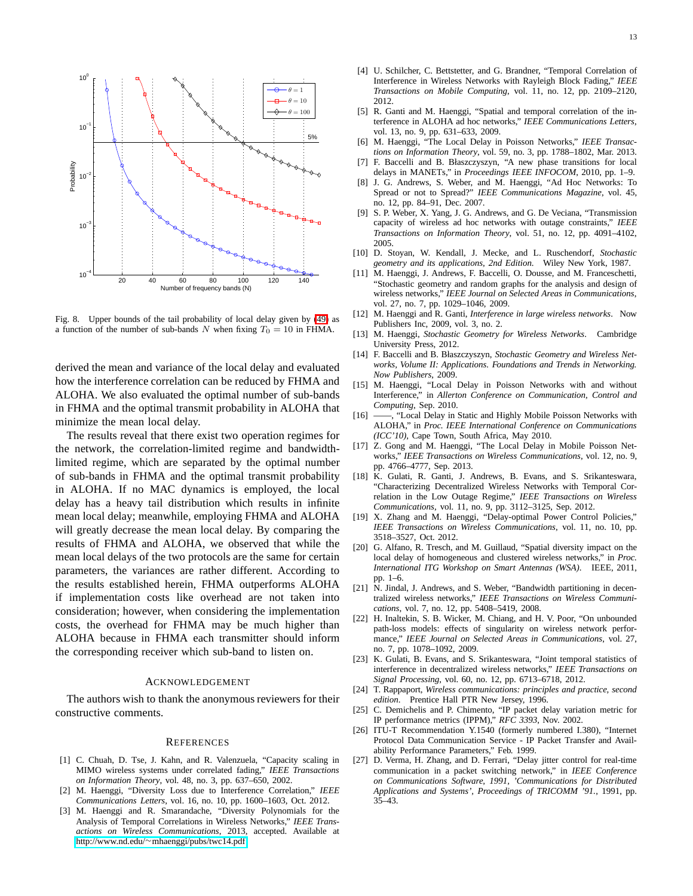Fig. 8. Upper bounds of the tail probability of local delay given by (49) as a function of the number of sub-bands $N$ when fixing $T_0 = 10$ in FHMA.

derived the mean and variance of the local delay and evaluated how the interference correlation can be reduced by FHMA and ALOHA. We also evaluated the optimal number of sub-bands in FHMA and the optimal transmit probability in ALOHA that minimize the mean local delay.

The results reveal that there exist two operation regimes for the network, the correlation-limited regime and bandwidth-limited regime, which are separated by the optimal number of sub-bands in FHMA and the optimal transmit probability in ALOHA. If no MAC dynamics is employed, the local delay has a heavy tail distribution which results in infinite mean local delay; meanwhile, employing FHMA and ALOHA will greatly decrease the mean local delay. By comparing the results of FHMA and ALOHA, we observed that while the mean local delays of the two protocols are the same for certain parameters, the variances are rather different. According to the results established herein, FHMA outperforms ALOHA if implementation costs like overhead are not taken into consideration; however, when considering the implementation costs, the overhead for FHMA may be much higher than ALOHA because in FHMA each transmitter should inform the corresponding receiver which sub-band to listen on.

## Acknowledgement

The authors wish to thank the anonymous reviewers for their constructive comments.

## References

[1] C. Chuah, D. Tse, J. Kahn, and R. Valenzuela, "Capacity scaling in MIMO wireless systems under correlated fading," *IEEE Transactions on Information Theory*, vol. 48, no. 3, pp. 637–650, 2002.

[2] M. Haenggi, "Diversity Loss due to Interference Correlation," *IEEE Communications Letters*, vol. 16, no. 10, pp. 1600–1603, Oct. 2012.

[3] M. Haenggi and R. Smarandache, "Diversity Polynomials for the Analysis of Temporal Correlations in Wireless Networks," *IEEE Transactions on Wireless Communications*, 2013, accepted. Available at http://www.nd.edu/~mhaenggi/pubs/twc14.pdf.

[4] U. Schilcher, C. Bettstetter, and G. Brandner, "Temporal Correlation of Interference in Wireless Networks with Rayleigh Block Fading," *IEEE Transactions on Mobile Computing*, vol. 11, no. 12, pp. 2109–2120, 2012.

[5] R. Ganti and M. Haenggi, "Spatial and temporal correlation of the interference in ALOHA ad hoc networks," *IEEE Communications Letters*, vol. 13, no. 9, pp. 631–633, 2009.

[6] M. Haenggi, "The Local Delay in Poisson Networks," *IEEE Transactions on Information Theory*, vol. 59, no. 3, pp. 1788–1802, Mar. 2013.

[7] F. Baccelli and B. Błaszczyszyn, "A new phase transitions for local delays in MANETs," in *Proceedings IEEE INFOCOM*, 2010, pp. 1–9.

[8] J. G. Andrews, S. Weber, and M. Haenggi, "Ad Hoc Networks: To Spread or not to Spread?" *IEEE Communications Magazine*, vol. 45, no. 12, pp. 84–91, Dec. 2007.

[9] S. P. Weber, X. Yang, J. G. Andrews, and G. De Veciana, "Transmission capacity of wireless ad hoc networks with outage constraints," *IEEE Transactions on Information Theory*, vol. 51, no. 12, pp. 4091–4102, 2005.

[10] D. Stoyan, W. Kendall, J. Mecke, and L. Ruschendorf, *Stochastic geometry and its applications, 2nd Edition*. Wiley New York, 1987.

[11] M. Haenggi, J. Andrews, F. Baccelli, O. Dousse, and M. Franceschetti, "Stochastic geometry and random graphs for the analysis and design of wireless networks," *IEEE Journal on Selected Areas in Communications*, vol. 27, no. 7, pp. 1029–1046, 2009.

[12] M. Haenggi and R. Ganti, *Interference in large wireless networks*. Now Publishers Inc, 2009, vol. 3, no. 2.

[13] M. Haenggi, *Stochastic Geometry for Wireless Networks*. Cambridge University Press, 2012.

[14] F. Baccelli and B. Błaszczyszyn, *Stochastic Geometry and Wireless Networks, Volume II: Applications. Foundations and Trends in Networking. Now Publishers*, 2009.

[15] M. Haenggi, "Local Delay in Poisson Networks with and without Interference," in *Allerton Conference on Communication, Control and Computing*, Sep. 2010.

[16] ——, "Local Delay in Static and Highly Mobile Poisson Networks with ALOHA," in *Proc. IEEE International Conference on Communications (ICC'10)*, Cape Town, South Africa, May 2010.

[17] Z. Gong and M. Haenggi, "The Local Delay in Mobile Poisson Networks," *IEEE Transactions on Wireless Communications*, vol. 12, no. 9, pp. 4766–4777, Sep. 2013.

[18] K. Gulati, R. Ganti, J. Andrews, B. Evans, and S. Srikanteswara, "Characterizing Decentralized Wireless Networks with Temporal Correlation in the Low Outage Regime," *IEEE Transactions on Wireless Communications*, vol. 11, no. 9, pp. 3112–3125, Sep. 2012.

[19] X. Zhang and M. Haenggi, "Delay-optimal Power Control Policies," *IEEE Transactions on Wireless Communications*, vol. 11, no. 10, pp. 3518–3527, Oct. 2012.

[20] G. Alfano, R. Tresch, and M. Guillaud, "Spatial diversity impact on the local delay of homogeneous and clustered wireless networks," in *Proc. International ITG Workshop on Smart Antennas (WSA)*. IEEE, 2011, pp. 1–6.

[21] N. Jindal, J. Andrews, and S. Weber, "Bandwidth partitioning in decentralized wireless networks," *IEEE Transactions on Wireless Communications*, vol. 7, no. 12, pp. 5408–5419, 2008.

[22] H. Inaltekin, S. B. Wicker, M. Chiang, and H. V. Poor, "On unbounded path-loss models: effects of singularity on wireless network performance," *IEEE Journal on Selected Areas in Communications*, vol. 27, no. 7, pp. 1078–1092, 2009.

[23] K. Gulati, B. Evans, and S. Srikanteswara, "Joint temporal statistics of interference in decentralized wireless networks," *IEEE Transactions on Signal Processing*, vol. 60, no. 12, pp. 6713–6718, 2012.

[24] T. Rappaport, *Wireless communications: principles and practice, second edition*. Prentice Hall PTR New Jersey, 1996.

[25] C. Demichelis and P. Chimento, "IP packet delay variation metric for IP performance metrics (IPPM)," *RFC 3393*, Nov. 2002.

[26] ITU-T Recommendation Y.1540 (formerly numbered I.380), "Internet Protocol Data Communication Service - IP Packet Transfer and Availability Performance Parameters," Feb. 1999.

[27] D. Verma, H. Zhang, and D. Ferrari, "Delay jitter control for real-time communication in a packet switching network," in *IEEE Conference on Communications Software, 1991, 'Communications for Distributed Applications and Systems', Proceedings of TRICOMM '91.*, 1991, pp. 35–43.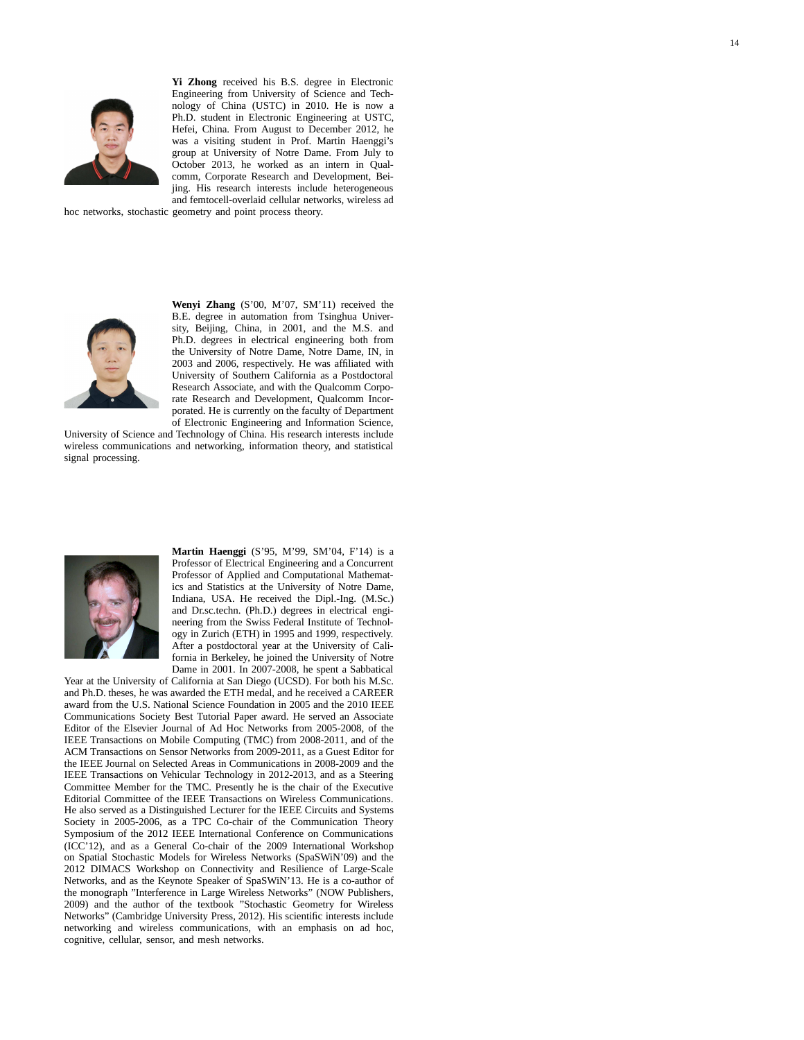**Yi Zhong** received his B.S. degree in Electronic Engineering from University of Science and Technology of China (USTC) in 2010. He is now a Ph.D. student in Electronic Engineering at USTC, Hefei, China. From August to December 2012, he was a visiting student in Prof. Martin Haenggi's group at University of Notre Dame. From July to October 2013, he worked as an intern in Qualcomm, Corporate Research and Development, Beijing. His research interests include heterogeneous and femtocell-overlaid cellular networks, wireless ad hoc networks, stochastic geometry and point process theory.

**Wenyi Zhang** (S'00, M'07, SM'11) received the B.E. degree in automation from Tsinghua University, Beijing, China, in 2001, and the M.S. and Ph.D. degrees in electrical engineering both from the University of Notre Dame, Notre Dame, IN, in 2003 and 2006, respectively. He was affiliated with University of Southern California as a Postdoctoral Research Associate, and with the Qualcomm Corporate Research and Development, Qualcomm Incorporated. He is currently on the faculty of Department of Electronic Engineering and Information Science, University of Science and Technology of China. His research interests include wireless communications and networking, information theory, and statistical signal processing.

**Martin Haenggi** (S'95, M'99, SM'04, F'14) is a Professor of Electrical Engineering and a Concurrent Professor of Applied and Computational Mathematics and Statistics at the University of Notre Dame, Indiana, USA. He received the Dipl.-Ing. (M.Sc.) and Dr.sc.techn. (Ph.D.) degrees in electrical engineering from the Swiss Federal Institute of Technology in Zurich (ETH) in 1995 and 1999, respectively. After a postdoctoral year at the University of California in Berkeley, he joined the University of Notre Dame in 2001. In 2007-2008, he spent a Sabbatical Year at the University of California at San Diego (UCSD). For both his M.Sc. and Ph.D. theses, he was awarded the ETH medal, and he received a CAREER award from the U.S. National Science Foundation in 2005 and the 2010 IEEE Communications Society Best Tutorial Paper award. He served an Associate Editor of the Elsevier Journal of Ad Hoc Networks from 2005-2008, of the IEEE Transactions on Mobile Computing (TMC) from 2008-2011, and of the ACM Transactions on Sensor Networks from 2009-2011, as a Guest Editor for the IEEE Journal on Selected Areas in Communications in 2008-2009 and the IEEE Transactions on Vehicular Technology in 2012-2013, and as a Steering Committee Member for the TMC. Presently he is the chair of the Executive Editorial Committee of the IEEE Transactions on Wireless Communications. He also served as a Distinguished Lecturer for the IEEE Circuits and Systems Society in 2005-2006, as a TPC Co-chair of the Communication Theory Symposium of the 2012 IEEE International Conference on Communications (ICC'12), and as a General Co-chair of the 2009 International Workshop on Spatial Stochastic Models for Wireless Networks (SpaSWiN'09) and the 2012 DIMACS Workshop on Connectivity and Resilience of Large-Scale Networks, and as the Keynote Speaker of SpaSWiN'13. He is a co-author of the monograph "Interference in Large Wireless Networks" (NOW Publishers, 2009) and the author of the textbook "Stochastic Geometry for Wireless Networks" (Cambridge University Press, 2012). His scientific interests include networking and wireless communications, with an emphasis on ad hoc, cognitive, cellular, sensor, and mesh networks.